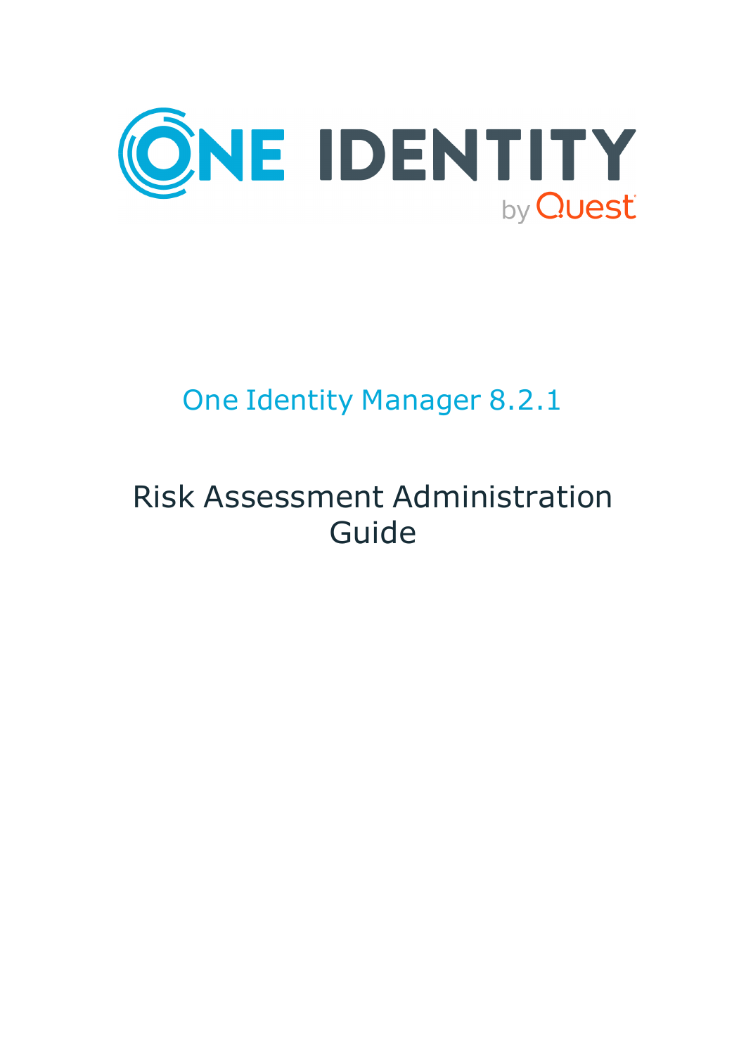# One Identity Manager 8.2.1

## Risk Assessment Administration Guide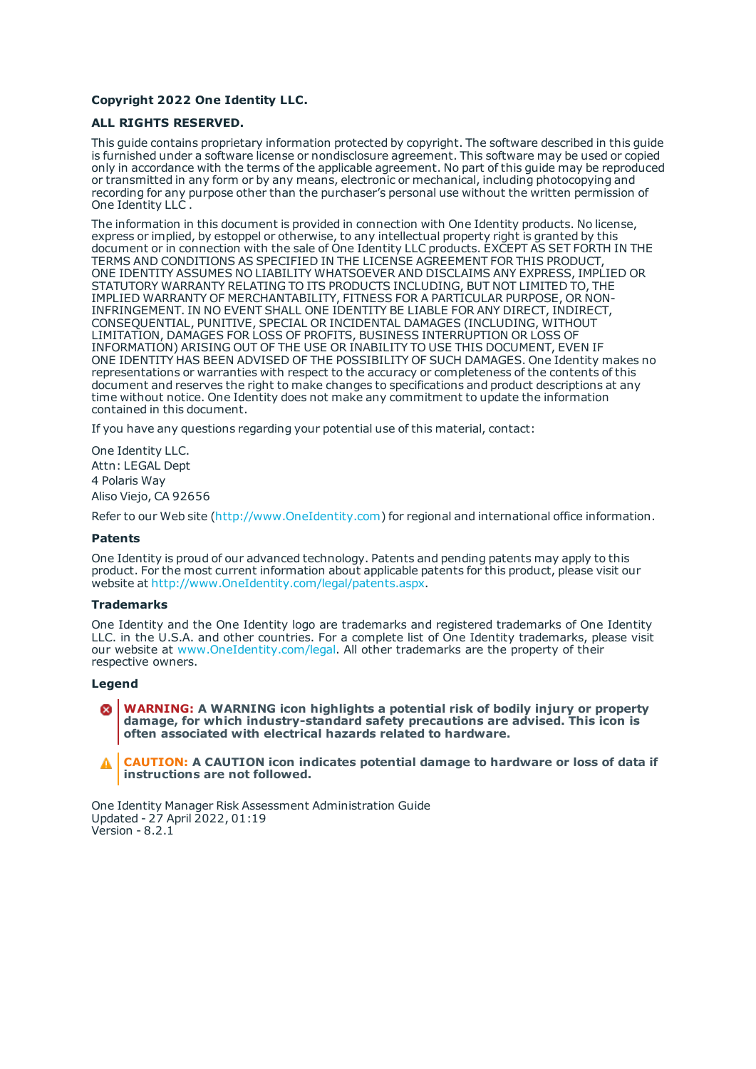**Copyright 2022 One Identity LLC.**

**ALL RIGHTS RESERVED.**

This guide contains proprietary information protected by copyright. The software described in this guide is furnished under a software license or nondisclosure agreement. This software may be used or copied only in accordance with the terms of the applicable agreement. No part of this guide may be reproduced or transmitted in any form or by any means, electronic or mechanical, including photocopying and recording for any purpose other than the purchaser's personal use without the written permission of One Identity LLC .

The information in this document is provided in connection with One Identity products. No license, express or implied, by estoppel or otherwise, to any intellectual property right is granted by this document or in connection with the sale of One Identity LLC products. EXCEPT AS SET FORTH IN THE TERMS AND CONDITIONS AS SPECIFIED IN THE LICENSE AGREEMENT FOR THIS PRODUCT, ONE IDENTITY ASSUMES NO LIABILITY WHATSOEVER AND DISCLAIMS ANY EXPRESS, IMPLIED OR STATUTORY WARRANTY RELATING TO ITS PRODUCTS INCLUDING, BUT NOT LIMITED TO, THE IMPLIED WARRANTY OF MERCHANTABILITY, FITNESS FOR A PARTICULAR PURPOSE, OR NON-INFRINGEMENT. IN NO EVENT SHALL ONE IDENTITY BE LIABLE FOR ANY DIRECT, INDIRECT, CONSEQUENTIAL, PUNITIVE, SPECIAL OR INCIDENTAL DAMAGES (INCLUDING, WITHOUT LIMITATION, DAMAGES FOR LOSS OF PROFITS, BUSINESS INTERRUPTION OR LOSS OF INFORMATION) ARISING OUT OF THE USE OR INABILITY TO USE THIS DOCUMENT, EVEN IF ONE IDENTITY HAS BEEN ADVISED OF THE POSSIBILITY OF SUCH DAMAGES. One Identity makes no representations or warranties with respect to the accuracy or completeness of the contents of this document and reserves the right to make changes to specifications and product descriptions at any time without notice. One Identity does not make any commitment to update the information contained in this document.

If you have any questions regarding your potential use of this material, contact:

One Identity LLC.
Attn: LEGAL Dept
4 Polaris Way
Aliso Viejo, CA 92656

Refer to our Web site (http://www.OneIdentity.com) for regional and international office information.

**Patents**

One Identity is proud of our advanced technology. Patents and pending patents may apply to this product. For the most current information about applicable patents for this product, please visit our website at http://www.OneIdentity.com/legal/patents.aspx.

**Trademarks**

One Identity and the One Identity logo are trademarks and registered trademarks of One Identity LLC. in the U.S.A. and other countries. For a complete list of One Identity trademarks, please visit our website at www.OneIdentity.com/legal. All other trademarks are the property of their respective owners.

**Legend**

**WARNING: A WARNING icon highlights a potential risk of bodily injury or property damage, for which industry-standard safety precautions are advised. This icon is often associated with electrical hazards related to hardware.**

**CAUTION: A CAUTION icon indicates potential damage to hardware or loss of data if instructions are not followed.**

One Identity Manager Risk Assessment Administration Guide
Updated - 27 April 2022, 01:19
Version - 8.2.1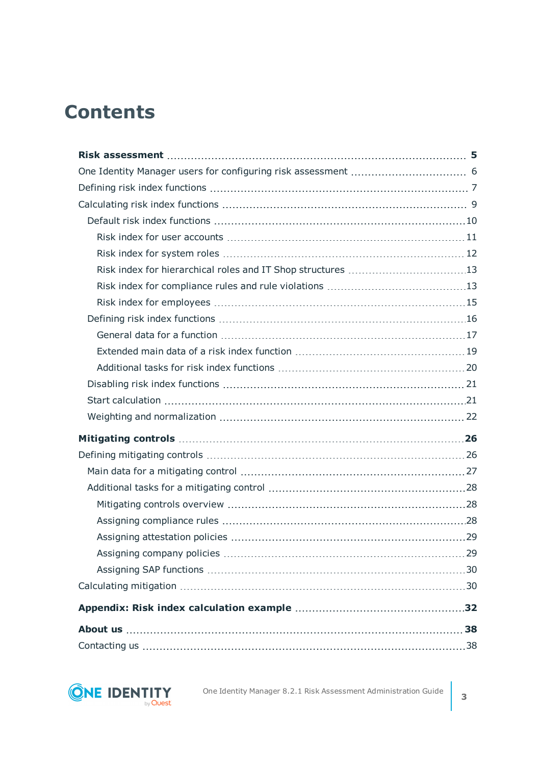# Contents

**Risk assessment** 5

One Identity Manager users for configuring risk assessment 6

Defining risk index functions 7

Calculating risk index functions 9

- Default risk index functions 10
  - Risk index for user accounts 11
  - Risk index for system roles 12
  - Risk index for hierarchical roles and IT Shop structures 13
  - Risk index for compliance rules and rule violations 13
  - Risk index for employees 15
- Defining risk index functions 16
  - General data for a function 17
  - Extended main data of a risk index function 19
  - Additional tasks for risk index functions 20
- Disabling risk index functions 21
- Start calculation 21
- Weighting and normalization 22

**Mitigating controls** 26

Defining mitigating controls 26

- Main data for a mitigating control 27
- Additional tasks for a mitigating control 28
  - Mitigating controls overview 28
  - Assigning compliance rules 28
  - Assigning attestation policies 29
  - Assigning company policies 29
  - Assigning SAP functions 30

Calculating mitigation 30

**Appendix: Risk index calculation example** 32

**About us** 38

Contacting us 38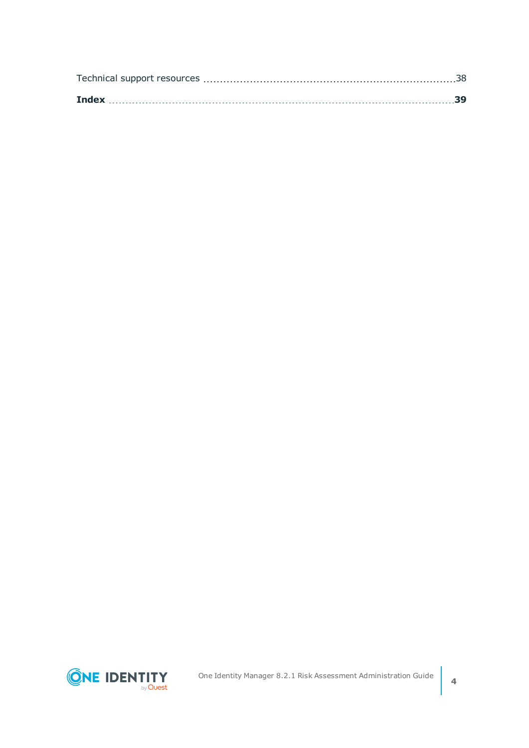Technical support resources .......................................................................... 38

**Index** ............................................................................................................ **39**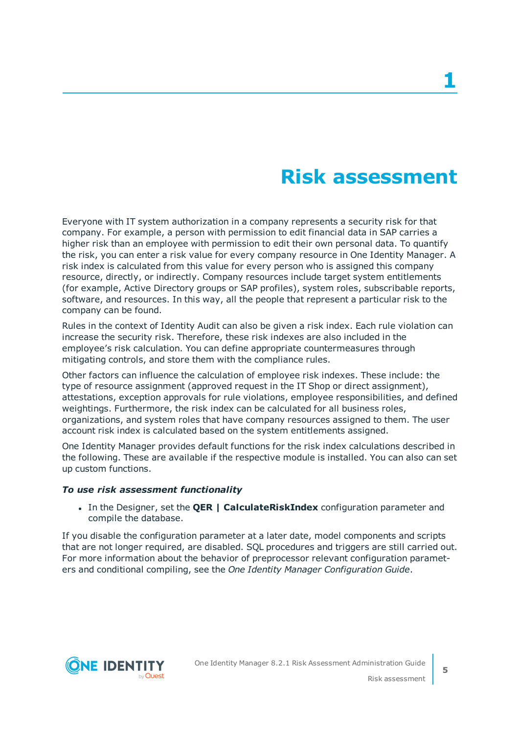# 1 Risk assessment

Everyone with IT system authorization in a company represents a security risk for that company. For example, a person with permission to edit financial data in SAP carries a higher risk than an employee with permission to edit their own personal data. To quantify the risk, you can enter a risk value for every company resource in One Identity Manager. A risk index is calculated from this value for every person who is assigned this company resource, directly, or indirectly. Company resources include target system entitlements (for example, Active Directory groups or SAP profiles), system roles, subscribable reports, software, and resources. In this way, all the people that represent a particular risk to the company can be found.

Rules in the context of Identity Audit can also be given a risk index. Each rule violation can increase the security risk. Therefore, these risk indexes are also included in the employee's risk calculation. You can define appropriate countermeasures through mitigating controls, and store them with the compliance rules.

Other factors can influence the calculation of employee risk indexes. These include: the type of resource assignment (approved request in the IT Shop or direct assignment), attestations, exception approvals for rule violations, employee responsibilities, and defined weightings. Furthermore, the risk index can be calculated for all business roles, organizations, and system roles that have company resources assigned to them. The user account risk index is calculated based on the system entitlements assigned.

One Identity Manager provides default functions for the risk index calculations described in the following. These are available if the respective module is installed. You can also can set up custom functions.

***To use risk assessment functionality***

- In the Designer, set the **QER | CalculateRiskIndex** configuration parameter and compile the database.

If you disable the configuration parameter at a later date, model components and scripts that are not longer required, are disabled. SQL procedures and triggers are still carried out. For more information about the behavior of preprocessor relevant configuration parameters and conditional compiling, see the *One Identity Manager Configuration Guide*.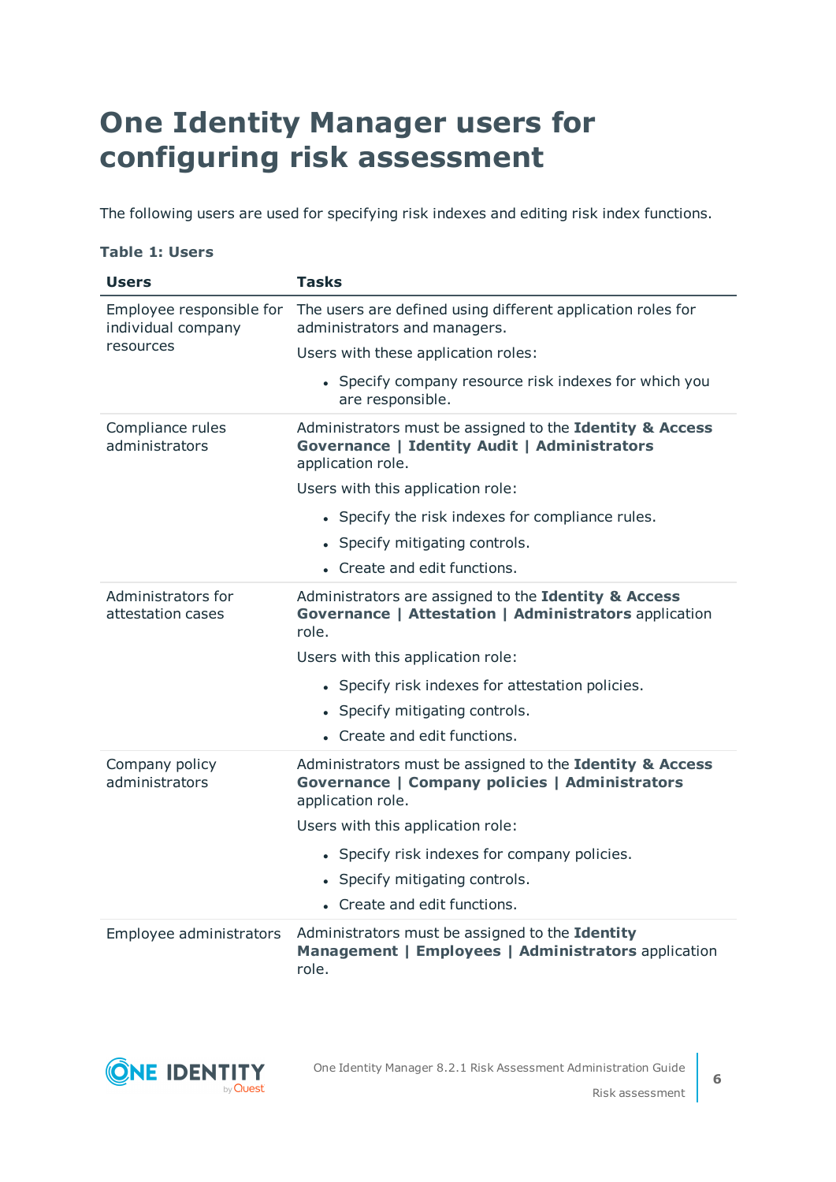# One Identity Manager users for configuring risk assessment

The following users are used for specifying risk indexes and editing risk index functions.

**Table 1: Users**

| Users | Tasks |
|---|---|
| Employee responsible for individual company resources | The users are defined using different application roles for administrators and managers.<br>Users with these application roles:<br>• Specify company resource risk indexes for which you are responsible. |
| Compliance rules administrators | Administrators must be assigned to the **Identity & Access Governance \| Identity Audit \| Administrators** application role.<br>Users with this application role:<br>• Specify the risk indexes for compliance rules.<br>• Specify mitigating controls.<br>• Create and edit functions. |
| Administrators for attestation cases | Administrators are assigned to the **Identity & Access Governance \| Attestation \| Administrators** application role.<br>Users with this application role:<br>• Specify risk indexes for attestation policies.<br>• Specify mitigating controls.<br>• Create and edit functions. |
| Company policy administrators | Administrators must be assigned to the **Identity & Access Governance \| Company policies \| Administrators** application role.<br>Users with this application role:<br>• Specify risk indexes for company policies.<br>• Specify mitigating controls.<br>• Create and edit functions. |
| Employee administrators | Administrators must be assigned to the **Identity Management \| Employees \| Administrators** application role. |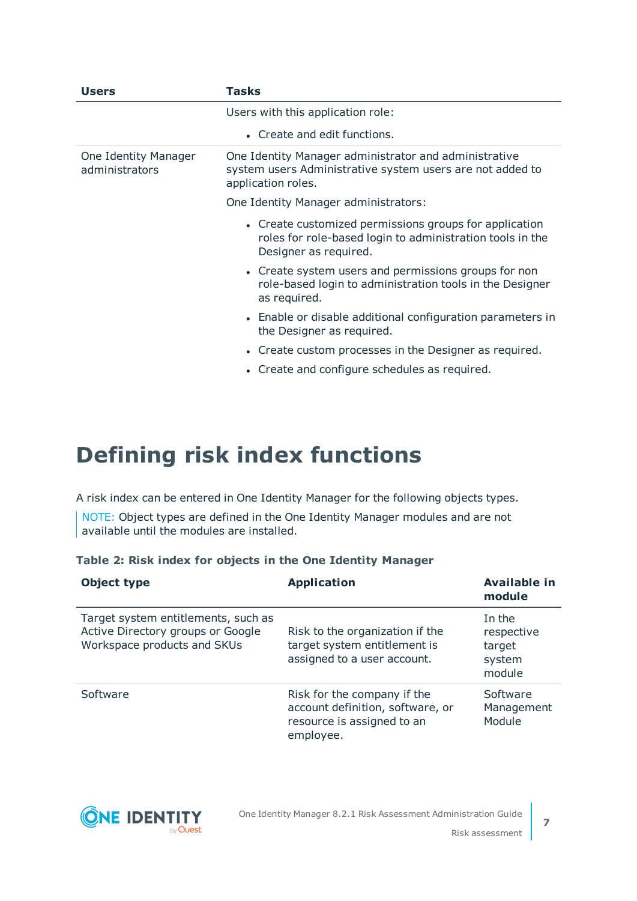| Users | Tasks |
|---|---|
| | Users with this application role:<br>• Create and edit functions. |
| One Identity Manager administrators | One Identity Manager administrator and administrative system users Administrative system users are not added to application roles.<br>One Identity Manager administrators:<br>• Create customized permissions groups for application roles for role-based login to administration tools in the Designer as required.<br>• Create system users and permissions groups for non role-based login to administration tools in the Designer as required.<br>• Enable or disable additional configuration parameters in the Designer as required.<br>• Create custom processes in the Designer as required.<br>• Create and configure schedules as required. |

# Defining risk index functions

A risk index can be entered in One Identity Manager for the following objects types.

NOTE: Object types are defined in the One Identity Manager modules and are not available until the modules are installed.

**Table 2: Risk index for objects in the One Identity Manager**

| Object type | Application | Available in module |
|---|---|---|
| Target system entitlements, such as Active Directory groups or Google Workspace products and SKUs | Risk to the organization if the target system entitlement is assigned to a user account. | In the respective target system module |
| Software | Risk for the company if the account definition, software, or resource is assigned to an employee. | Software Management Module |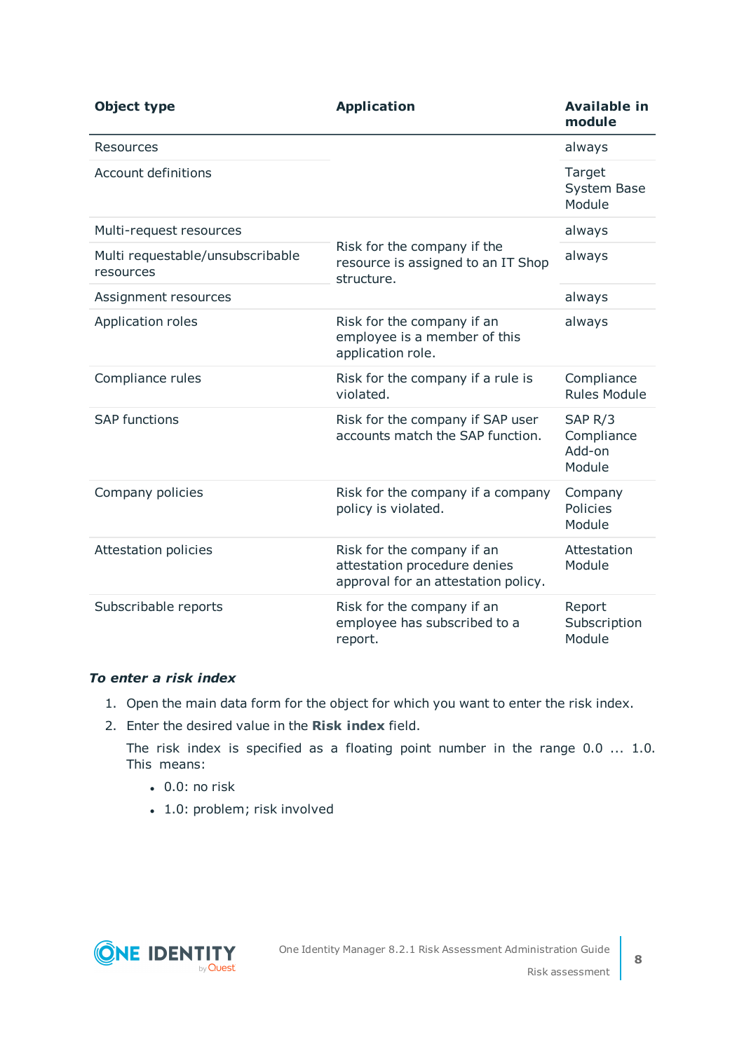| Object type | Application | Available in module |
|---|---|---|
| Resources | | always |
| Account definitions | | Target System Base Module |
| Multi-request resources | Risk for the company if the resource is assigned to an IT Shop structure. | always |
| Multi requestable/unsubscribable resources | | always |
| Assignment resources | | always |
| Application roles | Risk for the company if an employee is a member of this application role. | always |
| Compliance rules | Risk for the company if a rule is violated. | Compliance Rules Module |
| SAP functions | Risk for the company if SAP user accounts match the SAP function. | SAP R/3 Compliance Add-on Module |
| Company policies | Risk for the company if a company policy is violated. | Company Policies Module |
| Attestation policies | Risk for the company if an attestation procedure denies approval for an attestation policy. | Attestation Module |
| Subscribable reports | Risk for the company if an employee has subscribed to a report. | Report Subscription Module |

***To enter a risk index***

1. Open the main data form for the object for which you want to enter the risk index.
2. Enter the desired value in the **Risk index** field.

   The risk index is specified as a floating point number in the range 0.0 ... 1.0. This means:

   - 0.0: no risk
   - 1.0: problem; risk involved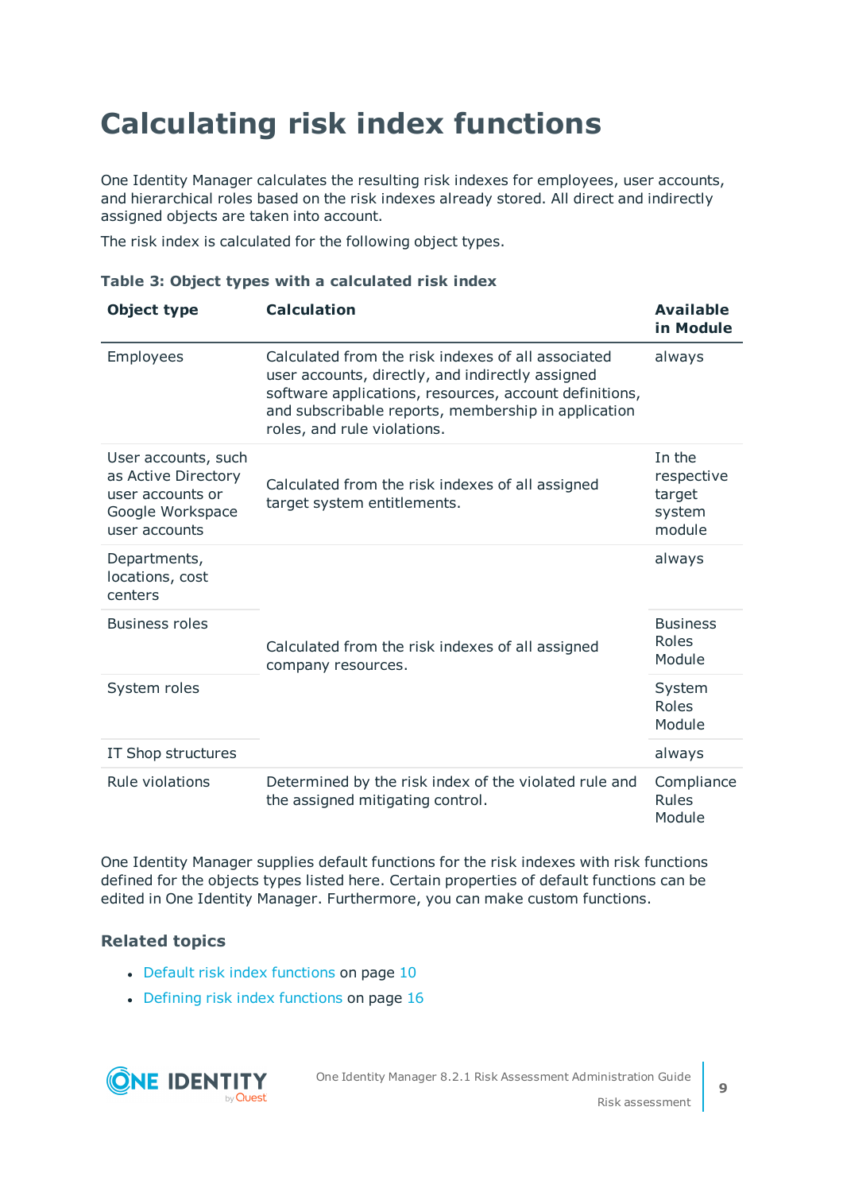# Calculating risk index functions

One Identity Manager calculates the resulting risk indexes for employees, user accounts, and hierarchical roles based on the risk indexes already stored. All direct and indirectly assigned objects are taken into account.

The risk index is calculated for the following object types.

**Table 3: Object types with a calculated risk index**

| Object type | Calculation | Available in Module |
|---|---|---|
| Employees | Calculated from the risk indexes of all associated user accounts, directly, and indirectly assigned software applications, resources, account definitions, and subscribable reports, membership in application roles, and rule violations. | always |
| User accounts, such as Active Directory user accounts or Google Workspace user accounts | Calculated from the risk indexes of all assigned target system entitlements. | In the respective target system module |
| Departments, locations, cost centers | Calculated from the risk indexes of all assigned company resources. | always |
| Business roles | Calculated from the risk indexes of all assigned company resources. | Business Roles Module |
| System roles | Calculated from the risk indexes of all assigned company resources. | System Roles Module |
| IT Shop structures | Calculated from the risk indexes of all assigned company resources. | always |
| Rule violations | Determined by the risk index of the violated rule and the assigned mitigating control. | Compliance Rules Module |

One Identity Manager supplies default functions for the risk indexes with risk functions defined for the objects types listed here. Certain properties of default functions can be edited in One Identity Manager. Furthermore, you can make custom functions.

### Related topics

- Default risk index functions on page 10
- Defining risk index functions on page 16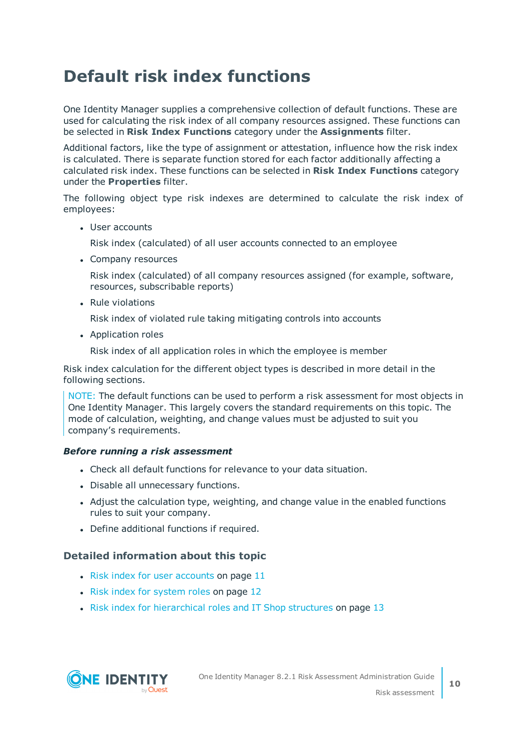# Default risk index functions

One Identity Manager supplies a comprehensive collection of default functions. These are used for calculating the risk index of all company resources assigned. These functions can be selected in **Risk Index Functions** category under the **Assignments** filter.

Additional factors, like the type of assignment or attestation, influence how the risk index is calculated. There is separate function stored for each factor additionally affecting a calculated risk index. These functions can be selected in **Risk Index Functions** category under the **Properties** filter.

The following object type risk indexes are determined to calculate the risk index of employees:

- User accounts

  Risk index (calculated) of all user accounts connected to an employee

- Company resources

  Risk index (calculated) of all company resources assigned (for example, software, resources, subscribable reports)

- Rule violations

  Risk index of violated rule taking mitigating controls into accounts

- Application roles

  Risk index of all application roles in which the employee is member

Risk index calculation for the different object types is described in more detail in the following sections.

NOTE: The default functions can be used to perform a risk assessment for most objects in One Identity Manager. This largely covers the standard requirements on this topic. The mode of calculation, weighting, and change values must be adjusted to suit you company's requirements.

***Before running a risk assessment***

- Check all default functions for relevance to your data situation.
- Disable all unnecessary functions.
- Adjust the calculation type, weighting, and change value in the enabled functions rules to suit your company.
- Define additional functions if required.

### Detailed information about this topic

- Risk index for user accounts on page 11
- Risk index for system roles on page 12
- Risk index for hierarchical roles and IT Shop structures on page 13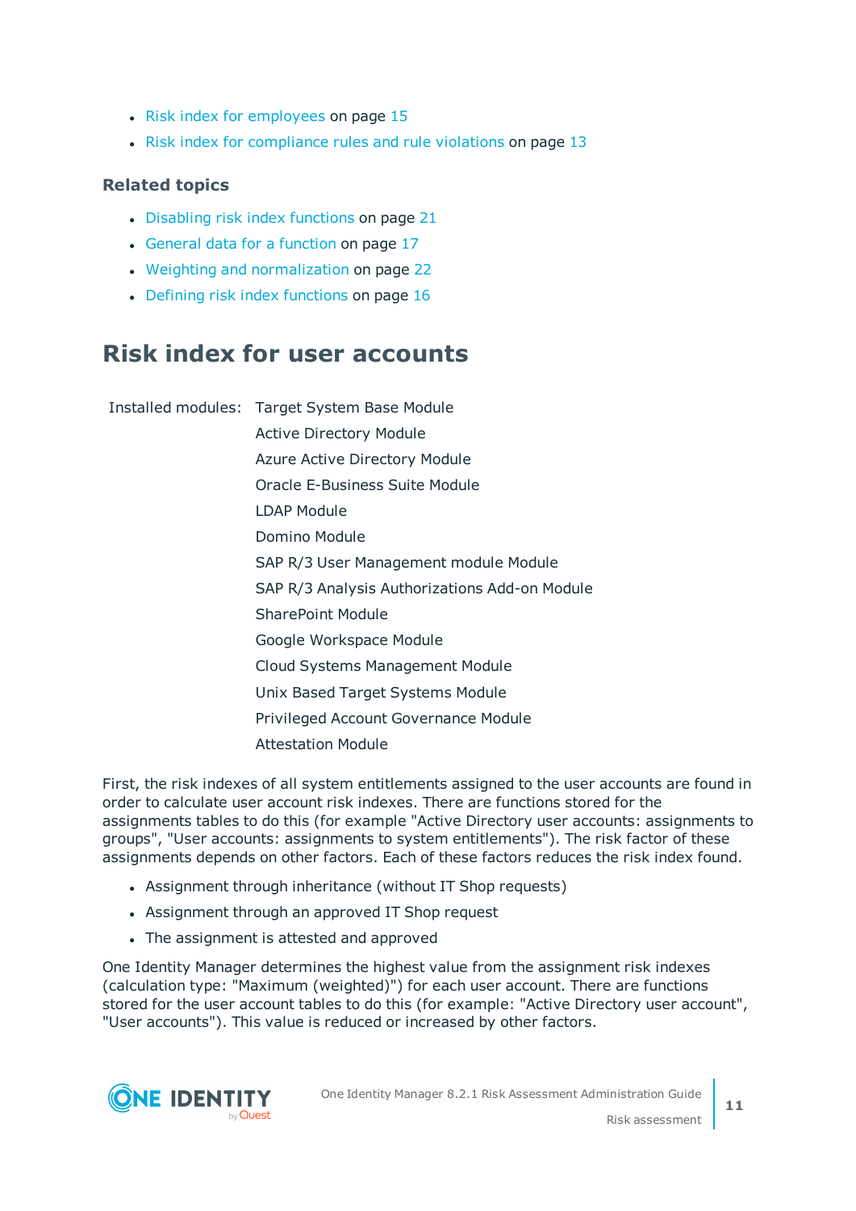- Risk index for employees on page 15
- Risk index for compliance rules and rule violations on page 13

### Related topics

- Disabling risk index functions on page 21
- General data for a function on page 17
- Weighting and normalization on page 22
- Defining risk index functions on page 16

## Risk index for user accounts

Installed modules: Target System Base Module
Active Directory Module
Azure Active Directory Module
Oracle E-Business Suite Module
LDAP Module
Domino Module
SAP R/3 User Management module Module
SAP R/3 Analysis Authorizations Add-on Module
SharePoint Module
Google Workspace Module
Cloud Systems Management Module
Unix Based Target Systems Module
Privileged Account Governance Module
Attestation Module

First, the risk indexes of all system entitlements assigned to the user accounts are found in order to calculate user account risk indexes. There are functions stored for the assignments tables to do this (for example "Active Directory user accounts: assignments to groups", "User accounts: assignments to system entitlements"). The risk factor of these assignments depends on other factors. Each of these factors reduces the risk index found.

- Assignment through inheritance (without IT Shop requests)
- Assignment through an approved IT Shop request
- The assignment is attested and approved

One Identity Manager determines the highest value from the assignment risk indexes (calculation type: "Maximum (weighted)") for each user account. There are functions stored for the user account tables to do this (for example: "Active Directory user account", "User accounts"). This value is reduced or increased by other factors.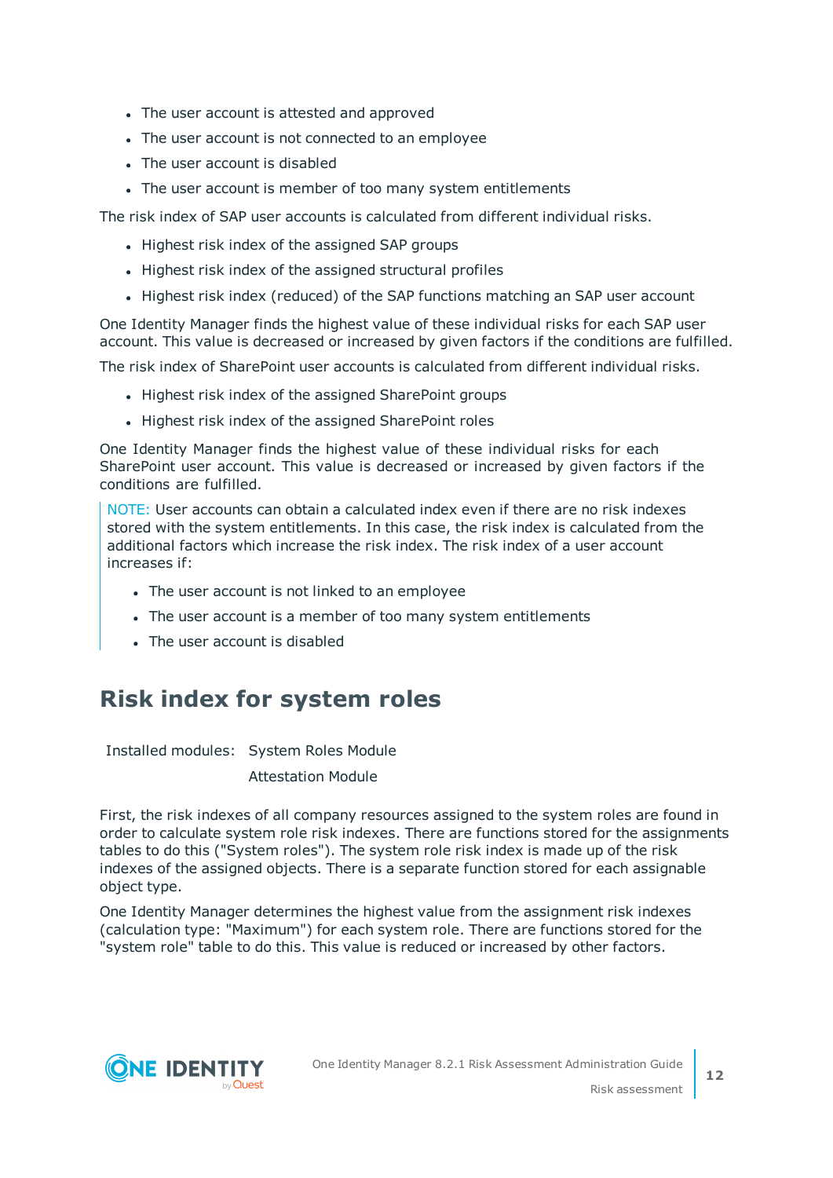- The user account is attested and approved
- The user account is not connected to an employee
- The user account is disabled
- The user account is member of too many system entitlements

The risk index of SAP user accounts is calculated from different individual risks.

- Highest risk index of the assigned SAP groups
- Highest risk index of the assigned structural profiles
- Highest risk index (reduced) of the SAP functions matching an SAP user account

One Identity Manager finds the highest value of these individual risks for each SAP user account. This value is decreased or increased by given factors if the conditions are fulfilled.

The risk index of SharePoint user accounts is calculated from different individual risks.

- Highest risk index of the assigned SharePoint groups
- Highest risk index of the assigned SharePoint roles

One Identity Manager finds the highest value of these individual risks for each SharePoint user account. This value is decreased or increased by given factors if the conditions are fulfilled.

> NOTE: User accounts can obtain a calculated index even if there are no risk indexes stored with the system entitlements. In this case, the risk index is calculated from the additional factors which increase the risk index. The risk index of a user account increases if:
>
> - The user account is not linked to an employee
> - The user account is a member of too many system entitlements
> - The user account is disabled

## Risk index for system roles

Installed modules: System Roles Module

Attestation Module

First, the risk indexes of all company resources assigned to the system roles are found in order to calculate system role risk indexes. There are functions stored for the assignments tables to do this ("System roles"). The system role risk index is made up of the risk indexes of the assigned objects. There is a separate function stored for each assignable object type.

One Identity Manager determines the highest value from the assignment risk indexes (calculation type: "Maximum") for each system role. There are functions stored for the "system role" table to do this. This value is reduced or increased by other factors.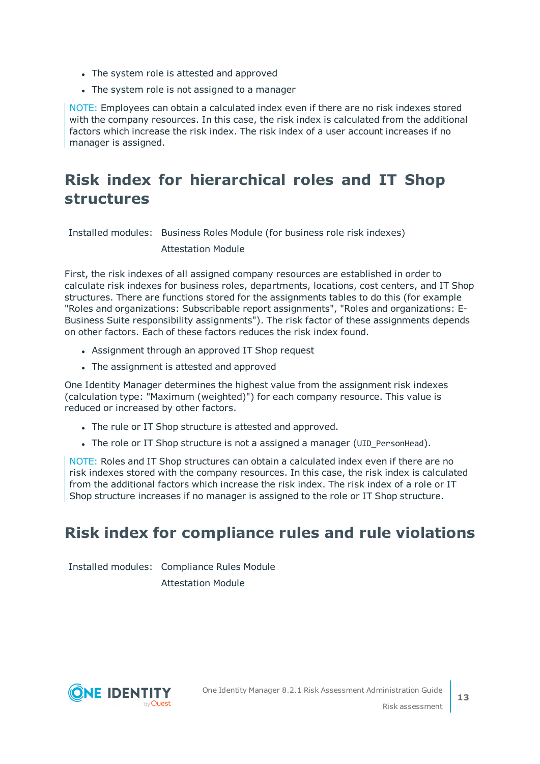- The system role is attested and approved
- The system role is not assigned to a manager

NOTE: Employees can obtain a calculated index even if there are no risk indexes stored with the company resources. In this case, the risk index is calculated from the additional factors which increase the risk index. The risk index of a user account increases if no manager is assigned.

## Risk index for hierarchical roles and IT Shop structures

Installed modules: Business Roles Module (for business role risk indexes)
Attestation Module

First, the risk indexes of all assigned company resources are established in order to calculate risk indexes for business roles, departments, locations, cost centers, and IT Shop structures. There are functions stored for the assignments tables to do this (for example "Roles and organizations: Subscribable report assignments", "Roles and organizations: E-Business Suite responsibility assignments"). The risk factor of these assignments depends on other factors. Each of these factors reduces the risk index found.

- Assignment through an approved IT Shop request
- The assignment is attested and approved

One Identity Manager determines the highest value from the assignment risk indexes (calculation type: "Maximum (weighted)") for each company resource. This value is reduced or increased by other factors.

- The rule or IT Shop structure is attested and approved.
- The role or IT Shop structure is not a assigned a manager (`UID_PersonHead`).

NOTE: Roles and IT Shop structures can obtain a calculated index even if there are no risk indexes stored with the company resources. In this case, the risk index is calculated from the additional factors which increase the risk index. The risk index of a role or IT Shop structure increases if no manager is assigned to the role or IT Shop structure.

## Risk index for compliance rules and rule violations

Installed modules: Compliance Rules Module
Attestation Module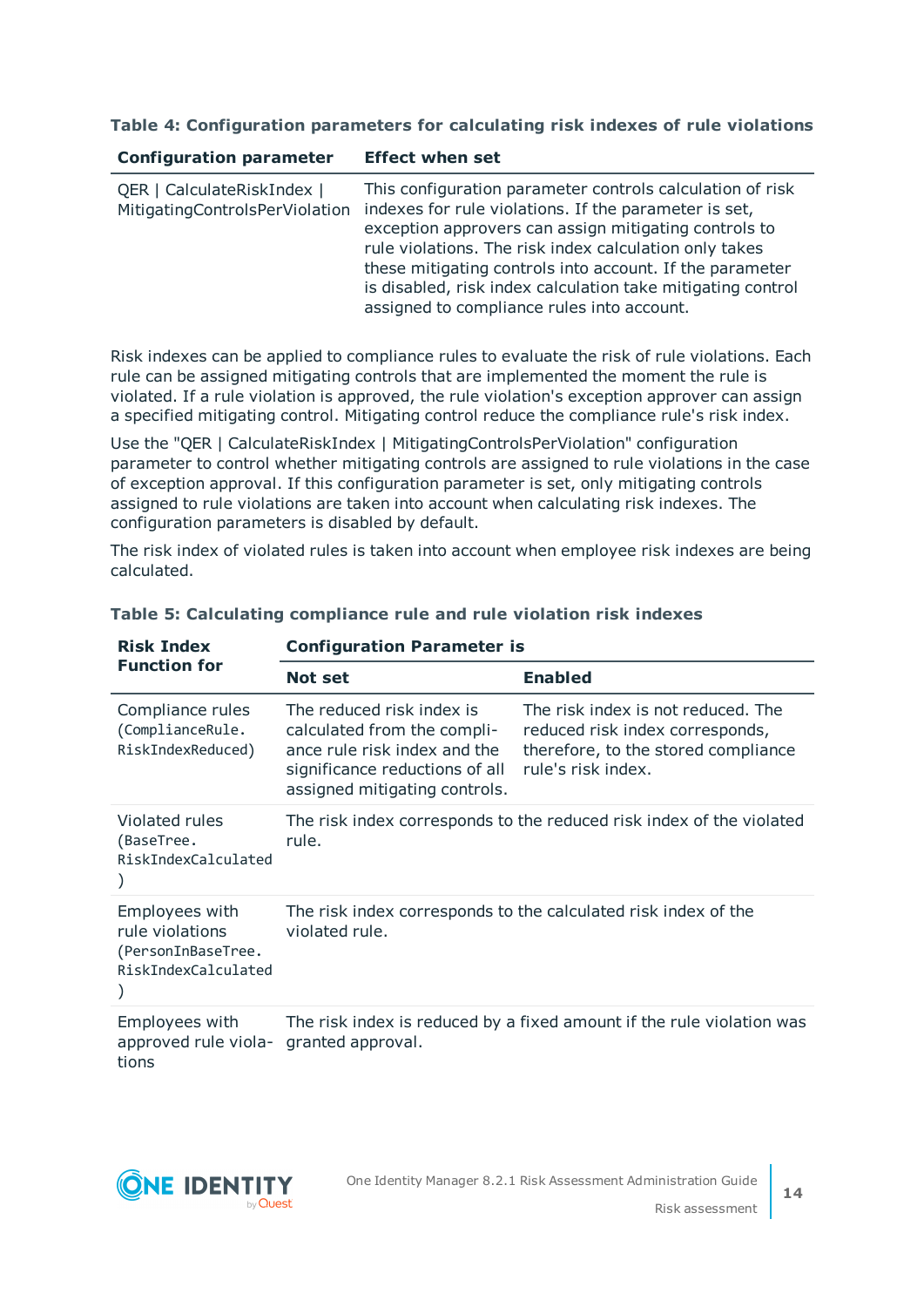**Table 4: Configuration parameters for calculating risk indexes of rule violations**

| Configuration parameter | Effect when set |
| --- | --- |
| QER \| CalculateRiskIndex \| MitigatingControlsPerViolation | This configuration parameter controls calculation of risk indexes for rule violations. If the parameter is set, exception approvers can assign mitigating controls to rule violations. The risk index calculation only takes these mitigating controls into account. If the parameter is disabled, risk index calculation take mitigating control assigned to compliance rules into account. |

Risk indexes can be applied to compliance rules to evaluate the risk of rule violations. Each rule can be assigned mitigating controls that are implemented the moment the rule is violated. If a rule violation is approved, the rule violation's exception approver can assign a specified mitigating control. Mitigating control reduce the compliance rule's risk index.

Use the "QER | CalculateRiskIndex | MitigatingControlsPerViolation" configuration parameter to control whether mitigating controls are assigned to rule violations in the case of exception approval. If this configuration parameter is set, only mitigating controls assigned to rule violations are taken into account when calculating risk indexes. The configuration parameters is disabled by default.

The risk index of violated rules is taken into account when employee risk indexes are being calculated.

**Table 5: Calculating compliance rule and rule violation risk indexes**

| Risk Index Function for | Configuration Parameter is | |
| --- | --- | --- |
| | **Not set** | **Enabled** |
| Compliance rules (`ComplianceRule.RiskIndexReduced`) | The reduced risk index is calculated from the compliance rule risk index and the significance reductions of all assigned mitigating controls. | The risk index is not reduced. The reduced risk index corresponds, therefore, to the stored compliance rule's risk index. |
| Violated rules (`BaseTree.RiskIndexCalculated`) | The risk index corresponds to the reduced risk index of the violated rule. | |
| Employees with rule violations (`PersonInBaseTree.RiskIndexCalculated`) | The risk index corresponds to the calculated risk index of the violated rule. | |
| Employees with approved rule violations | The risk index is reduced by a fixed amount if the rule violation was granted approval. | |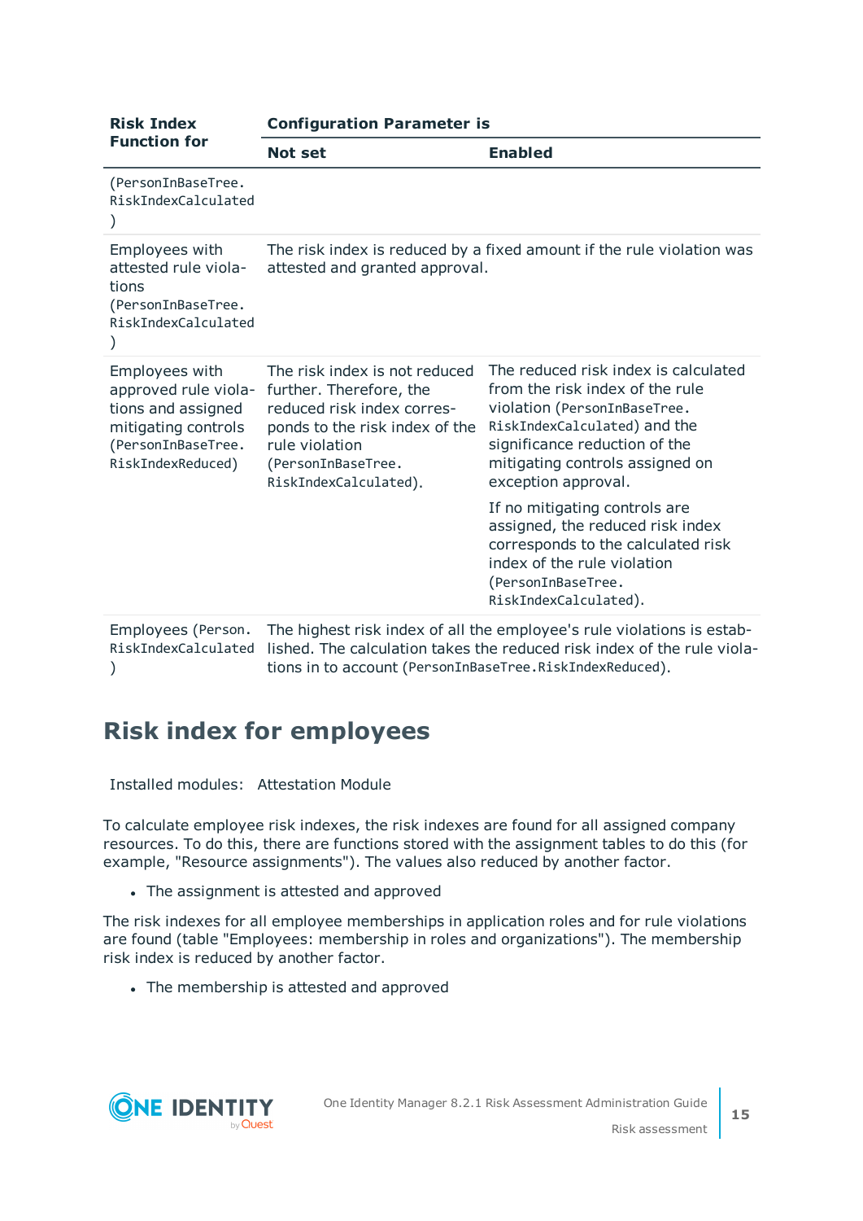| Risk Index Function for | Configuration Parameter is | |
|---|---|---|
| | Not set | Enabled |
| (PersonInBaseTree.RiskIndexCalculated) | | |
| Employees with attested rule violations (PersonInBaseTree.RiskIndexCalculated) | The risk index is reduced by a fixed amount if the rule violation was attested and granted approval. | |
| Employees with approved rule violations and assigned mitigating controls (PersonInBaseTree.RiskIndexReduced) | The risk index is not reduced further. Therefore, the reduced risk index corresponds to the risk index of the rule violation (PersonInBaseTree.RiskIndexCalculated). | The reduced risk index is calculated from the risk index of the rule violation (PersonInBaseTree.RiskIndexCalculated) and the significance reduction of the mitigating controls assigned on exception approval.<br><br>If no mitigating controls are assigned, the reduced risk index corresponds to the calculated risk index of the rule violation (PersonInBaseTree.RiskIndexCalculated). |
| Employees (Person.RiskIndexCalculated) | The highest risk index of all the employee's rule violations is established. The calculation takes the reduced risk index of the rule violations in to account (PersonInBaseTree.RiskIndexReduced). | |

## Risk index for employees

Installed modules: Attestation Module

To calculate employee risk indexes, the risk indexes are found for all assigned company resources. To do this, there are functions stored with the assignment tables to do this (for example, "Resource assignments"). The values also reduced by another factor.

- The assignment is attested and approved

The risk indexes for all employee memberships in application roles and for rule violations are found (table "Employees: membership in roles and organizations"). The membership risk index is reduced by another factor.

- The membership is attested and approved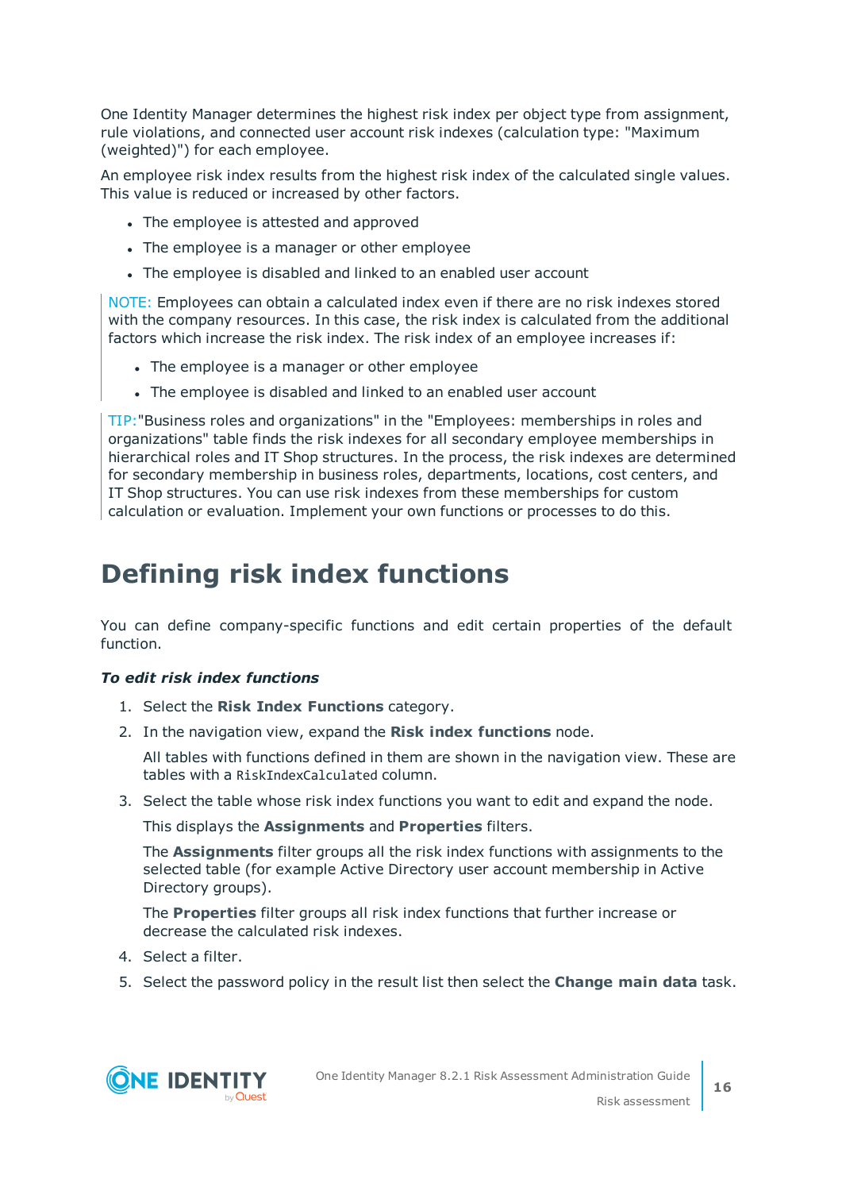One Identity Manager determines the highest risk index per object type from assignment, rule violations, and connected user account risk indexes (calculation type: "Maximum (weighted)") for each employee.

An employee risk index results from the highest risk index of the calculated single values. This value is reduced or increased by other factors.

- The employee is attested and approved
- The employee is a manager or other employee
- The employee is disabled and linked to an enabled user account

> NOTE: Employees can obtain a calculated index even if there are no risk indexes stored with the company resources. In this case, the risk index is calculated from the additional factors which increase the risk index. The risk index of an employee increases if:
>
> - The employee is a manager or other employee
> - The employee is disabled and linked to an enabled user account

> TIP:"Business roles and organizations" in the "Employees: memberships in roles and organizations" table finds the risk indexes for all secondary employee memberships in hierarchical roles and IT Shop structures. In the process, the risk indexes are determined for secondary membership in business roles, departments, locations, cost centers, and IT Shop structures. You can use risk indexes from these memberships for custom calculation or evaluation. Implement your own functions or processes to do this.

# Defining risk index functions

You can define company-specific functions and edit certain properties of the default function.

***To edit risk index functions***

1. Select the **Risk Index Functions** category.
2. In the navigation view, expand the **Risk index functions** node.

   All tables with functions defined in them are shown in the navigation view. These are tables with a `RiskIndexCalculated` column.
3. Select the table whose risk index functions you want to edit and expand the node.

   This displays the **Assignments** and **Properties** filters.

   The **Assignments** filter groups all the risk index functions with assignments to the selected table (for example Active Directory user account membership in Active Directory groups).

   The **Properties** filter groups all risk index functions that further increase or decrease the calculated risk indexes.
4. Select a filter.
5. Select the password policy in the result list then select the **Change main data** task.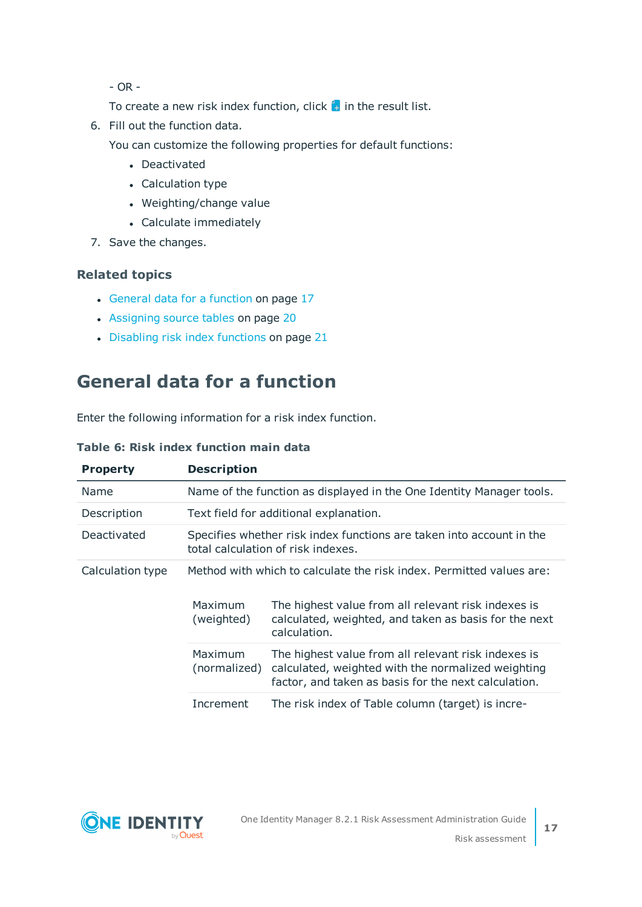- OR -

To create a new risk index function, click  in the result list.

6. Fill out the function data.

   You can customize the following properties for default functions:

   - Deactivated
   - Calculation type
   - Weighting/change value
   - Calculate immediately

7. Save the changes.

### Related topics

- General data for a function on page 17
- Assigning source tables on page 20
- Disabling risk index functions on page 21

## General data for a function

Enter the following information for a risk index function.

**Table 6: Risk index function main data**

| Property | Description |
|---|---|
| Name | Name of the function as displayed in the One Identity Manager tools. |
| Description | Text field for additional explanation. |
| Deactivated | Specifies whether risk index functions are taken into account in the total calculation of risk indexes. |
| Calculation type | Method with which to calculate the risk index. Permitted values are:<br><br>**Maximum (weighted)**: The highest value from all relevant risk indexes is calculated, weighted, and taken as basis for the next calculation.<br><br>**Maximum (normalized)**: The highest value from all relevant risk indexes is calculated, weighted with the normalized weighting factor, and taken as basis for the next calculation.<br><br>**Increment**: The risk index of Table column (target) is incre- |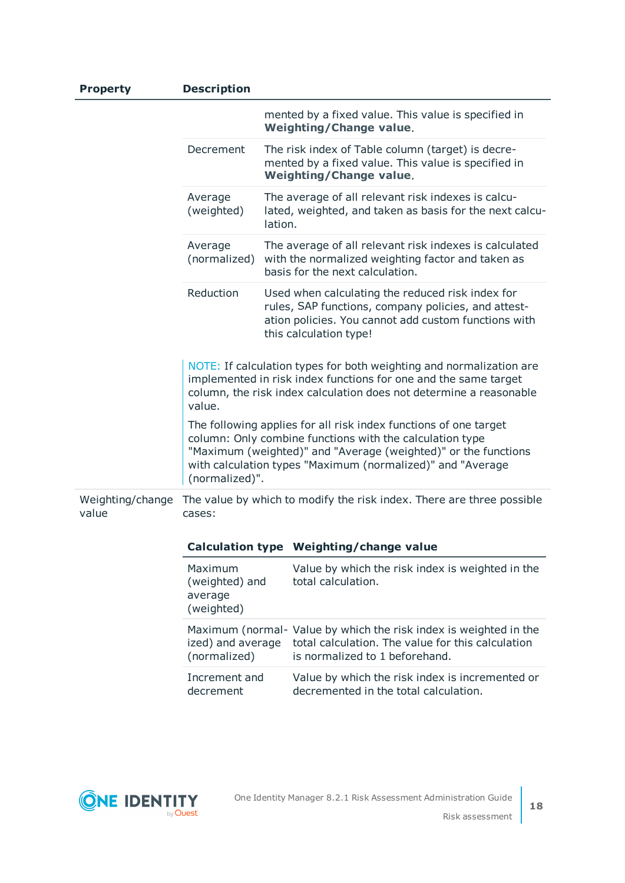| Property | Description | |
|---|---|---|
| | | mented by a fixed value. This value is specified in **Weighting/Change value**. |
| | Decrement | The risk index of Table column (target) is decremented by a fixed value. This value is specified in **Weighting/Change value**. |
| | Average (weighted) | The average of all relevant risk indexes is calculated, weighted, and taken as basis for the next calculation. |
| | Average (normalized) | The average of all relevant risk indexes is calculated with the normalized weighting factor and taken as basis for the next calculation. |
| | Reduction | Used when calculating the reduced risk index for rules, SAP functions, company policies, and attestation policies. You cannot add custom functions with this calculation type! |

> NOTE: If calculation types for both weighting and normalization are implemented in risk index functions for one and the same target column, the risk index calculation does not determine a reasonable value.
>
> The following applies for all risk index functions of one target column: Only combine functions with the calculation type "Maximum (weighted)" and "Average (weighted)" or the functions with calculation types "Maximum (normalized)" and "Average (normalized)".

**Weighting/change value**: The value by which to modify the risk index. There are three possible cases:

| Calculation type | Weighting/change value |
|---|---|
| Maximum (weighted) and average (weighted) | Value by which the risk index is weighted in the total calculation. |
| Maximum (normalized) and average (normalized) | Value by which the risk index is weighted in the total calculation. The value for this calculation is normalized to 1 beforehand. |
| Increment and decrement | Value by which the risk index is incremented or decremented in the total calculation. |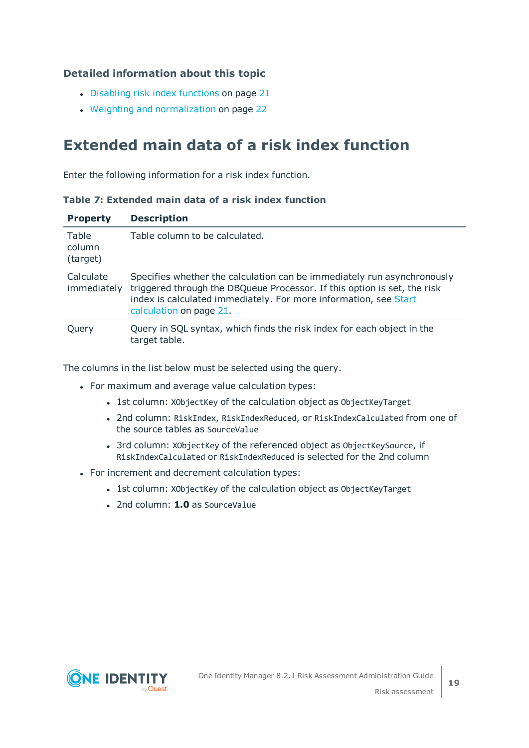### Detailed information about this topic

- Disabling risk index functions on page 21
- Weighting and normalization on page 22

## Extended main data of a risk index function

Enter the following information for a risk index function.

**Table 7: Extended main data of a risk index function**

| Property | Description |
|---|---|
| Table column (target) | Table column to be calculated. |
| Calculate immediately | Specifies whether the calculation can be immediately run asynchronously triggered through the DBQueue Processor. If this option is set, the risk index is calculated immediately. For more information, see Start calculation on page 21. |
| Query | Query in SQL syntax, which finds the risk index for each object in the target table. |

The columns in the list below must be selected using the query.

- For maximum and average value calculation types:
  - 1st column: `XObjectKey` of the calculation object as `ObjectKeyTarget`
  - 2nd column: `RiskIndex`, `RiskIndexReduced`, or `RiskIndexCalculated` from one of the source tables as `SourceValue`
  - 3rd column: `XObjectKey` of the referenced object as `ObjectKeySource`, if `RiskIndexCalculated` or `RiskIndexReduced` is selected for the 2nd column
- For increment and decrement calculation types:
  - 1st column: `XObjectKey` of the calculation object as `ObjectKeyTarget`
  - 2nd column: **1.0** as `SourceValue`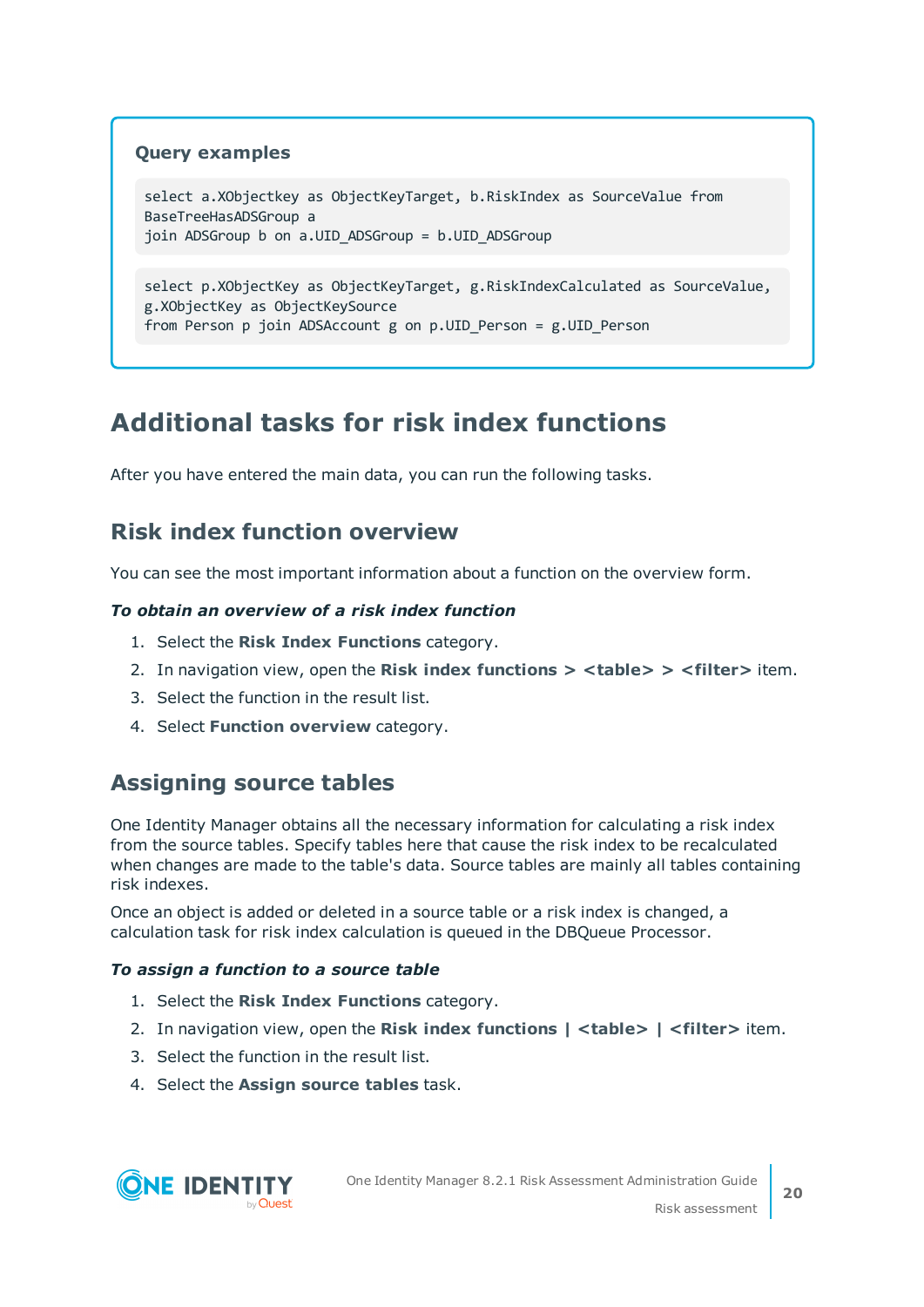**Query examples**

```
select a.XObjectkey as ObjectKeyTarget, b.RiskIndex as SourceValue from
BaseTreeHasADSGroup a
join ADSGroup b on a.UID_ADSGroup = b.UID_ADSGroup
```

```
select p.XObjectKey as ObjectKeyTarget, g.RiskIndexCalculated as SourceValue,
g.XObjectKey as ObjectKeySource
from Person p join ADSAccount g on p.UID_Person = g.UID_Person
```

## Additional tasks for risk index functions

After you have entered the main data, you can run the following tasks.

### Risk index function overview

You can see the most important information about a function on the overview form.

***To obtain an overview of a risk index function***

1. Select the **Risk Index Functions** category.
2. In navigation view, open the **Risk index functions > <table> > <filter>** item.
3. Select the function in the result list.
4. Select **Function overview** category.

### Assigning source tables

One Identity Manager obtains all the necessary information for calculating a risk index from the source tables. Specify tables here that cause the risk index to be recalculated when changes are made to the table's data. Source tables are mainly all tables containing risk indexes.

Once an object is added or deleted in a source table or a risk index is changed, a calculation task for risk index calculation is queued in the DBQueue Processor.

***To assign a function to a source table***

1. Select the **Risk Index Functions** category.
2. In navigation view, open the **Risk index functions | <table> | <filter>** item.
3. Select the function in the result list.
4. Select the **Assign source tables** task.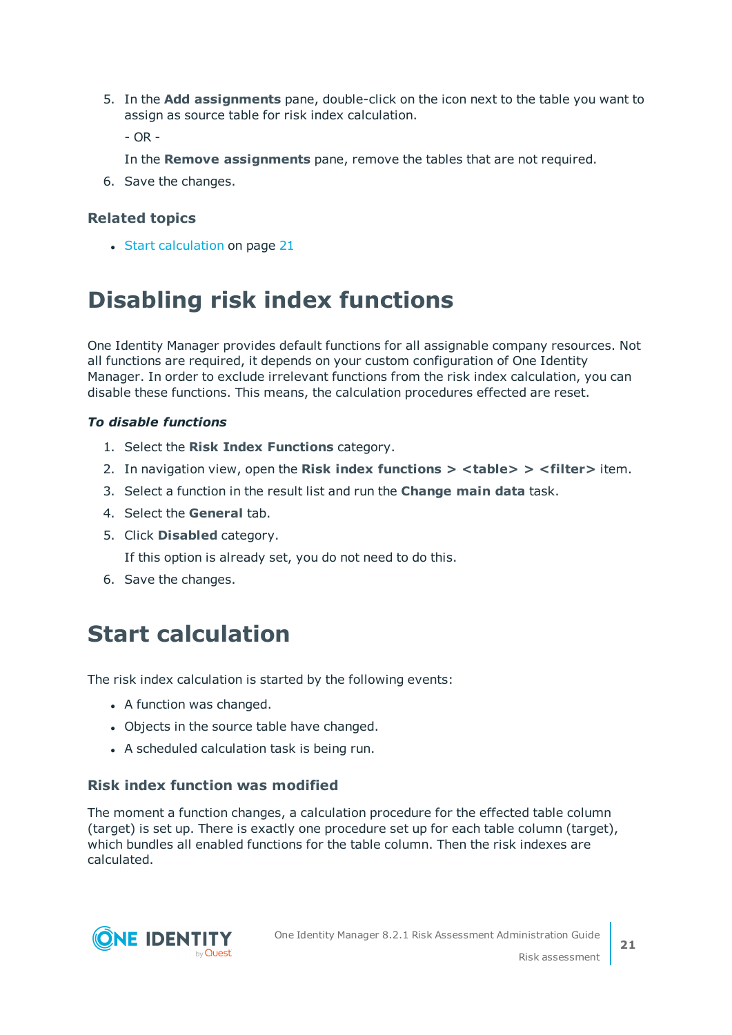5. In the **Add assignments** pane, double-click on the icon next to the table you want to assign as source table for risk index calculation.

   - OR -

   In the **Remove assignments** pane, remove the tables that are not required.
6. Save the changes.

### Related topics

- Start calculation on page 21

# Disabling risk index functions

One Identity Manager provides default functions for all assignable company resources. Not all functions are required, it depends on your custom configuration of One Identity Manager. In order to exclude irrelevant functions from the risk index calculation, you can disable these functions. This means, the calculation procedures effected are reset.

***To disable functions***

1. Select the **Risk Index Functions** category.
2. In navigation view, open the **Risk index functions > <table> > <filter>** item.
3. Select a function in the result list and run the **Change main data** task.
4. Select the **General** tab.
5. Click **Disabled** category.

   If this option is already set, you do not need to do this.
6. Save the changes.

# Start calculation

The risk index calculation is started by the following events:

- A function was changed.
- Objects in the source table have changed.
- A scheduled calculation task is being run.

### Risk index function was modified

The moment a function changes, a calculation procedure for the effected table column (target) is set up. There is exactly one procedure set up for each table column (target), which bundles all enabled functions for the table column. Then the risk indexes are calculated.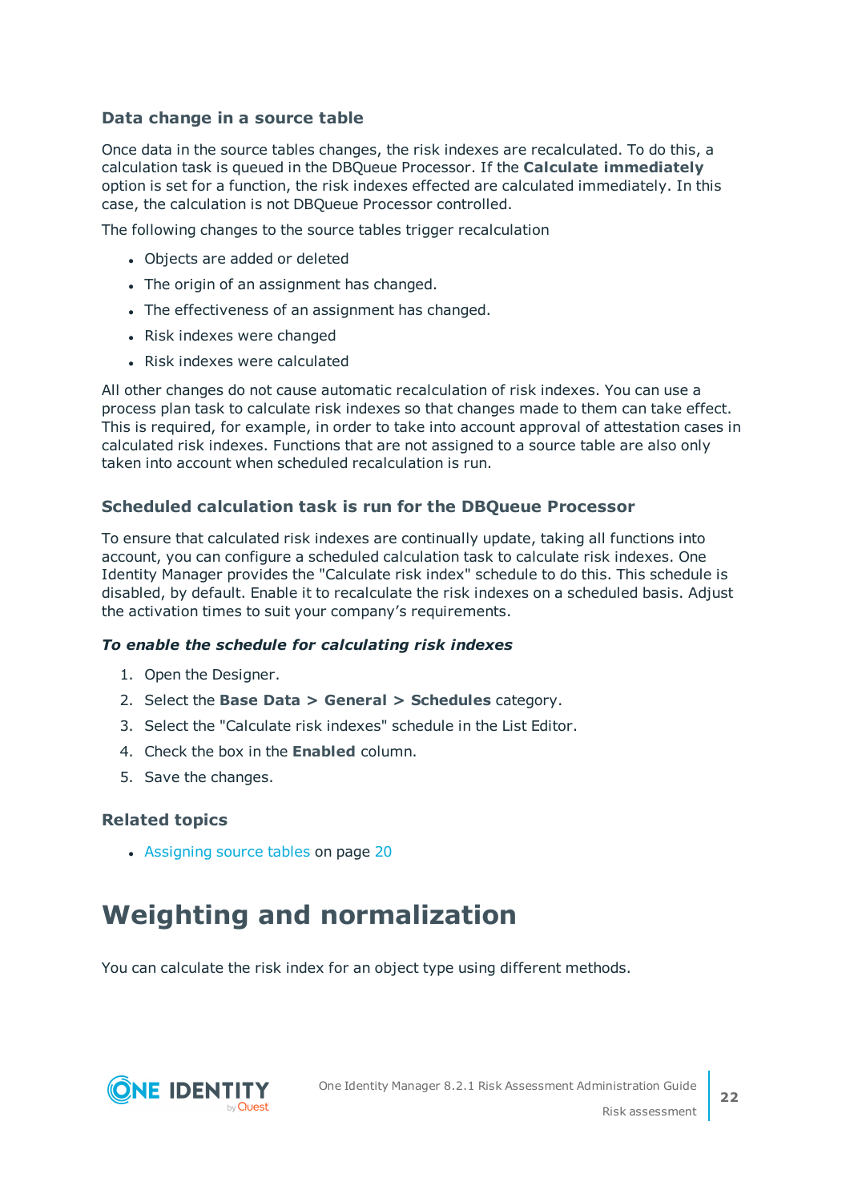### Data change in a source table

Once data in the source tables changes, the risk indexes are recalculated. To do this, a calculation task is queued in the DBQueue Processor. If the **Calculate immediately** option is set for a function, the risk indexes effected are calculated immediately. In this case, the calculation is not DBQueue Processor controlled.

The following changes to the source tables trigger recalculation

- Objects are added or deleted
- The origin of an assignment has changed.
- The effectiveness of an assignment has changed.
- Risk indexes were changed
- Risk indexes were calculated

All other changes do not cause automatic recalculation of risk indexes. You can use a process plan task to calculate risk indexes so that changes made to them can take effect. This is required, for example, in order to take into account approval of attestation cases in calculated risk indexes. Functions that are not assigned to a source table are also only taken into account when scheduled recalculation is run.

### Scheduled calculation task is run for the DBQueue Processor

To ensure that calculated risk indexes are continually update, taking all functions into account, you can configure a scheduled calculation task to calculate risk indexes. One Identity Manager provides the "Calculate risk index" schedule to do this. This schedule is disabled, by default. Enable it to recalculate the risk indexes on a scheduled basis. Adjust the activation times to suit your company's requirements.

***To enable the schedule for calculating risk indexes***

1. Open the Designer.
2. Select the **Base Data > General > Schedules** category.
3. Select the "Calculate risk indexes" schedule in the List Editor.
4. Check the box in the **Enabled** column.
5. Save the changes.

### Related topics

- Assigning source tables on page 20

# Weighting and normalization

You can calculate the risk index for an object type using different methods.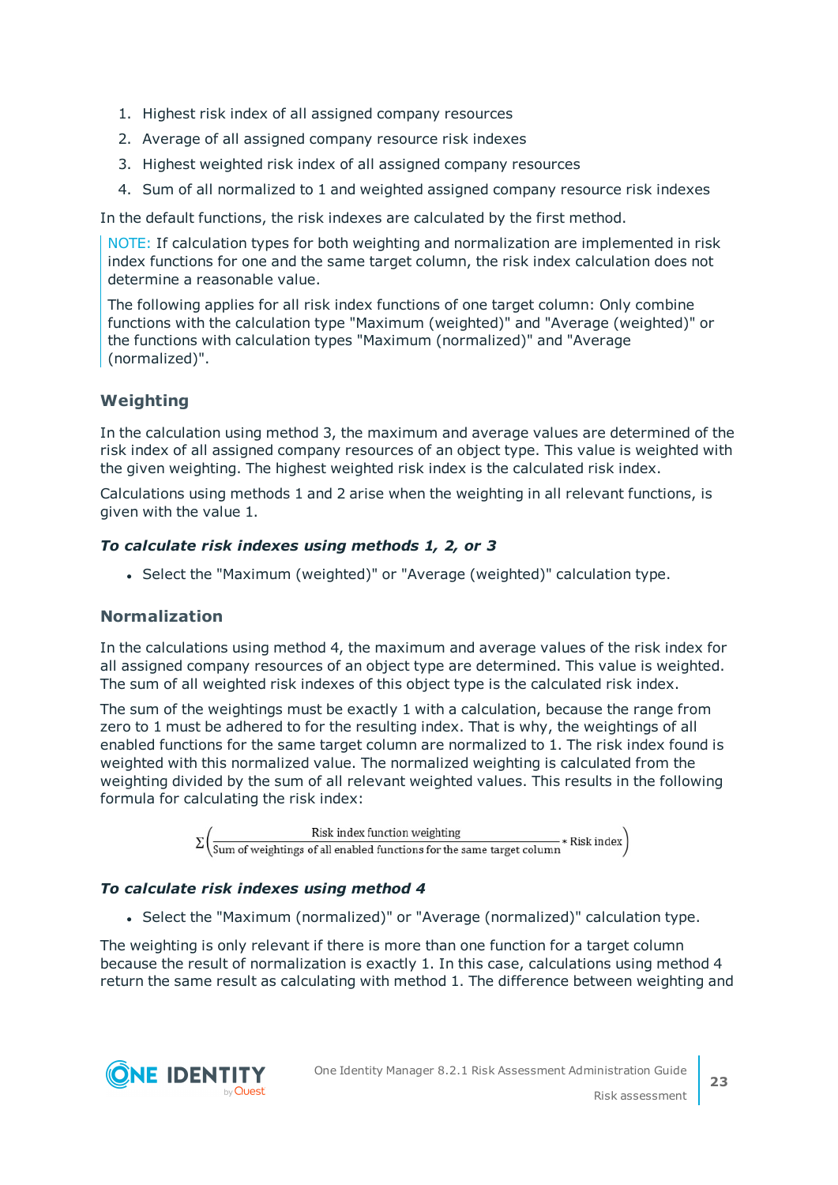1. Highest risk index of all assigned company resources
2. Average of all assigned company resource risk indexes
3. Highest weighted risk index of all assigned company resources
4. Sum of all normalized to 1 and weighted assigned company resource risk indexes

In the default functions, the risk indexes are calculated by the first method.

> NOTE: If calculation types for both weighting and normalization are implemented in risk index functions for one and the same target column, the risk index calculation does not determine a reasonable value.
>
> The following applies for all risk index functions of one target column: Only combine functions with the calculation type "Maximum (weighted)" and "Average (weighted)" or the functions with calculation types "Maximum (normalized)" and "Average (normalized)".

### Weighting

In the calculation using method 3, the maximum and average values are determined of the risk index of all assigned company resources of an object type. This value is weighted with the given weighting. The highest weighted risk index is the calculated risk index.

Calculations using methods 1 and 2 arise when the weighting in all relevant functions, is given with the value 1.

#### *To calculate risk indexes using methods 1, 2, or 3*

- Select the "Maximum (weighted)" or "Average (weighted)" calculation type.

### Normalization

In the calculations using method 4, the maximum and average values of the risk index for all assigned company resources of an object type are determined. This value is weighted. The sum of all weighted risk indexes of this object type is the calculated risk index.

The sum of the weightings must be exactly 1 with a calculation, because the range from zero to 1 must be adhered to for the resulting index. That is why, the weightings of all enabled functions for the same target column are normalized to 1. The risk index found is weighted with this normalized value. The normalized weighting is calculated from the weighting divided by the sum of all relevant weighted values. This results in the following formula for calculating the risk index:

$$\Sigma\left(\frac{\text{Risk index function weighting}}{\text{Sum of weightings of all enabled functions for the same target column}} * \text{Risk index}\right)$$

#### *To calculate risk indexes using method 4*

- Select the "Maximum (normalized)" or "Average (normalized)" calculation type.

The weighting is only relevant if there is more than one function for a target column because the result of normalization is exactly 1. In this case, calculations using method 4 return the same result as calculating with method 1. The difference between weighting and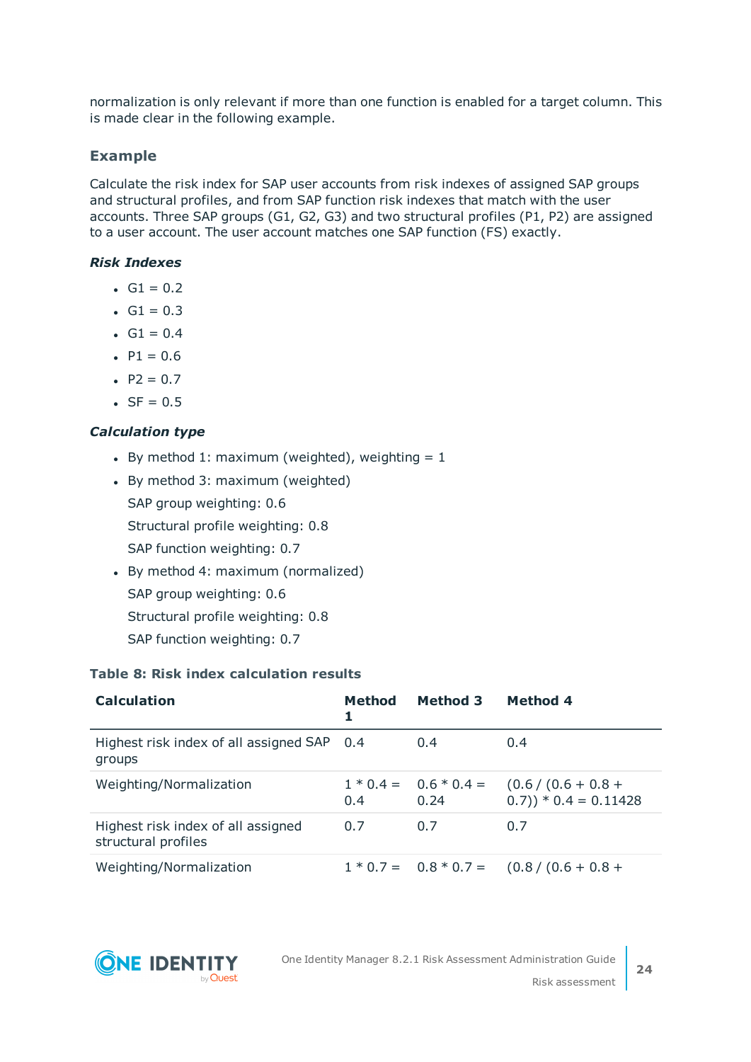normalization is only relevant if more than one function is enabled for a target column. This is made clear in the following example.

### Example

Calculate the risk index for SAP user accounts from risk indexes of assigned SAP groups and structural profiles, and from SAP function risk indexes that match with the user accounts. Three SAP groups (G1, G2, G3) and two structural profiles (P1, P2) are assigned to a user account. The user account matches one SAP function (FS) exactly.

#### *Risk Indexes*

- G1 = 0.2
- G1 = 0.3
- G1 = 0.4
- P1 = 0.6
- P2 = 0.7
- SF = 0.5

#### *Calculation type*

- By method 1: maximum (weighted), weighting = 1
- By method 3: maximum (weighted)

  SAP group weighting: 0.6

  Structural profile weighting: 0.8

  SAP function weighting: 0.7
- By method 4: maximum (normalized)

  SAP group weighting: 0.6

  Structural profile weighting: 0.8

  SAP function weighting: 0.7

**Table 8: Risk index calculation results**

| Calculation | Method 1 | Method 3 | Method 4 |
|---|---|---|---|
| Highest risk index of all assigned SAP groups | 0.4 | 0.4 | 0.4 |
| Weighting/Normalization | 1 * 0.4 = 0.4 | 0.6 * 0.4 = 0.24 | (0.6 / (0.6 + 0.8 + 0.7)) * 0.4 = 0.11428 |
| Highest risk index of all assigned structural profiles | 0.7 | 0.7 | 0.7 |
| Weighting/Normalization | 1 * 0.7 = | 0.8 * 0.7 = | (0.8 / (0.6 + 0.8 + |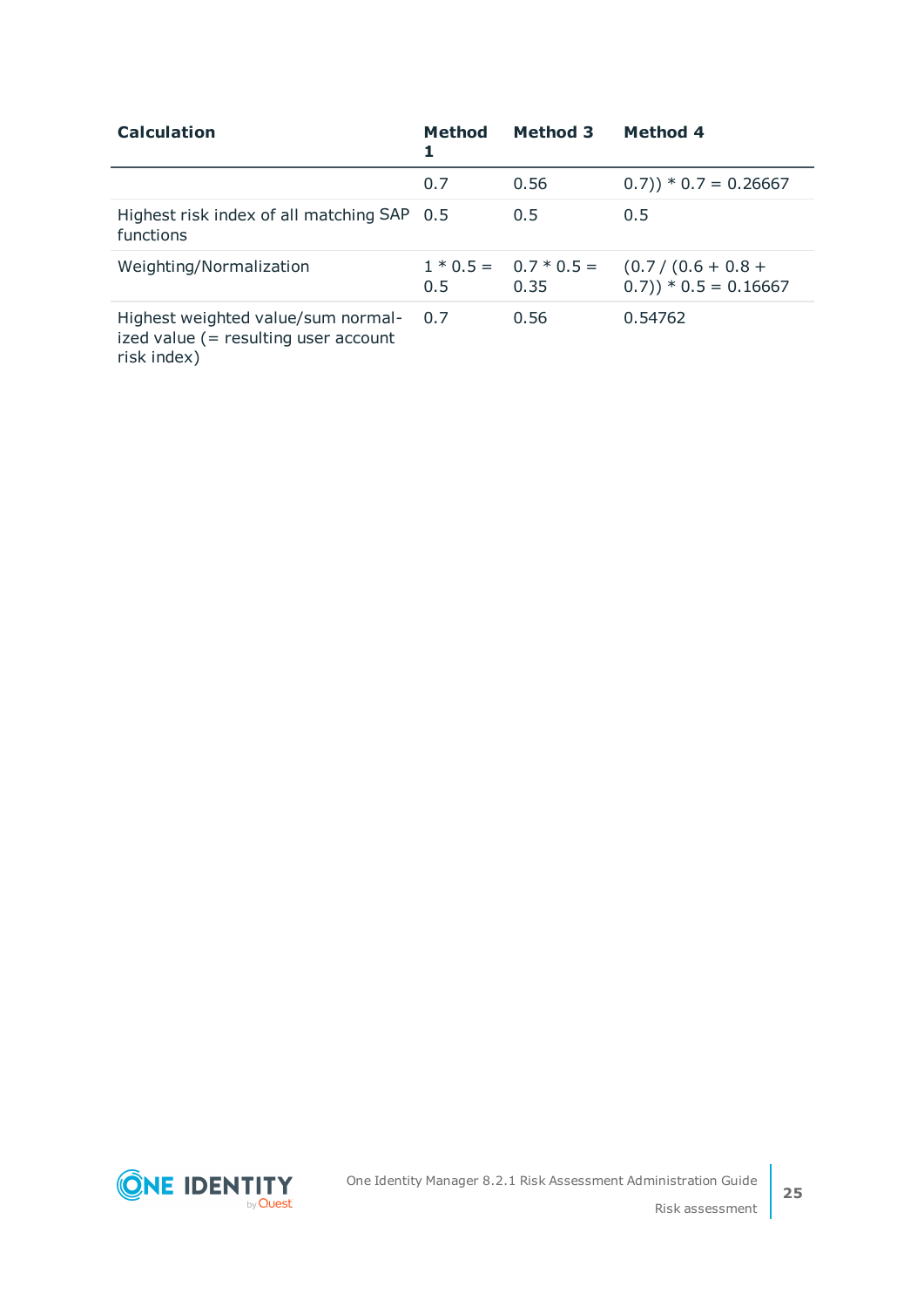| Calculation | Method 1 | Method 3 | Method 4 |
|---|---|---|---|
| | 0.7 | 0.56 | 0.7)) * 0.7 = 0.26667 |
| Highest risk index of all matching SAP functions | 0.5 | 0.5 | 0.5 |
| Weighting/Normalization | 1 * 0.5 = 0.5 | 0.7 * 0.5 = 0.35 | (0.7 / (0.6 + 0.8 + 0.7)) * 0.5 = 0.16667 |
| Highest weighted value/sum normalized value (= resulting user account risk index) | 0.7 | 0.56 | 0.54762 |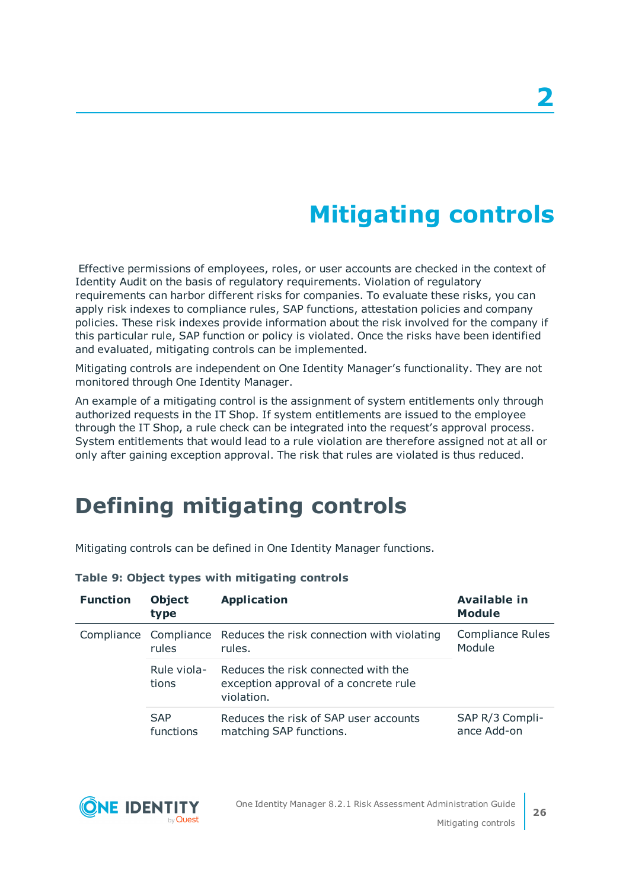# 2

# Mitigating controls

Effective permissions of employees, roles, or user accounts are checked in the context of Identity Audit on the basis of regulatory requirements. Violation of regulatory requirements can harbor different risks for companies. To evaluate these risks, you can apply risk indexes to compliance rules, SAP functions, attestation policies and company policies. These risk indexes provide information about the risk involved for the company if this particular rule, SAP function or policy is violated. Once the risks have been identified and evaluated, mitigating controls can be implemented.

Mitigating controls are independent on One Identity Manager's functionality. They are not monitored through One Identity Manager.

An example of a mitigating control is the assignment of system entitlements only through authorized requests in the IT Shop. If system entitlements are issued to the employee through the IT Shop, a rule check can be integrated into the request's approval process. System entitlements that would lead to a rule violation are therefore assigned not at all or only after gaining exception approval. The risk that rules are violated is thus reduced.

## Defining mitigating controls

Mitigating controls can be defined in One Identity Manager functions.

**Table 9: Object types with mitigating controls**

| Function | Object type | Application | Available in Module |
|---|---|---|---|
| Compliance | Compliance rules | Reduces the risk connection with violating rules. | Compliance Rules Module |
| | Rule violations | Reduces the risk connected with the exception approval of a concrete rule violation. | |
| | SAP functions | Reduces the risk of SAP user accounts matching SAP functions. | SAP R/3 Compliance Add-on |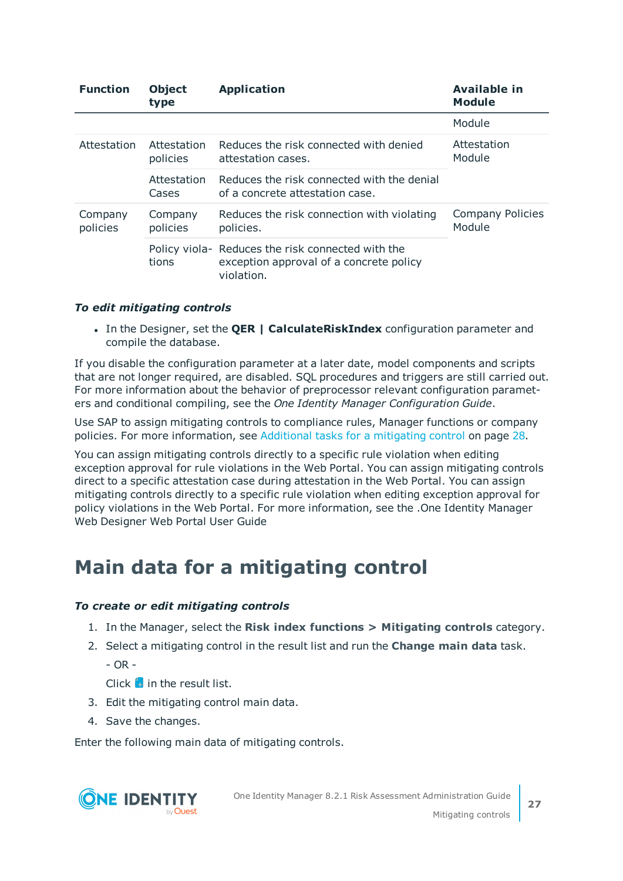| Function | Object type | Application | Available in Module |
|---|---|---|---|
| | | | Module |
| Attestation | Attestation policies | Reduces the risk connected with denied attestation cases. | Attestation Module |
| | Attestation Cases | Reduces the risk connected with the denial of a concrete attestation case. | |
| Company policies | Company policies | Reduces the risk connection with violating policies. | Company Policies Module |
| | Policy violations | Reduces the risk connected with the exception approval of a concrete policy violation. | |

***To edit mitigating controls***

- In the Designer, set the **QER | CalculateRiskIndex** configuration parameter and compile the database.

If you disable the configuration parameter at a later date, model components and scripts that are not longer required, are disabled. SQL procedures and triggers are still carried out. For more information about the behavior of preprocessor relevant configuration parameters and conditional compiling, see the *One Identity Manager Configuration Guide*.

Use SAP to assign mitigating controls to compliance rules, Manager functions or company policies. For more information, see Additional tasks for a mitigating control on page 28.

You can assign mitigating controls directly to a specific rule violation when editing exception approval for rule violations in the Web Portal. You can assign mitigating controls direct to a specific attestation case during attestation in the Web Portal. You can assign mitigating controls directly to a specific rule violation when editing exception approval for policy violations in the Web Portal. For more information, see the .One Identity Manager Web Designer Web Portal User Guide

# Main data for a mitigating control

***To create or edit mitigating controls***

1. In the Manager, select the **Risk index functions > Mitigating controls** category.
2. Select a mitigating control in the result list and run the **Change main data** task.

   - OR -

   Click in the result list.
3. Edit the mitigating control main data.
4. Save the changes.

Enter the following main data of mitigating controls.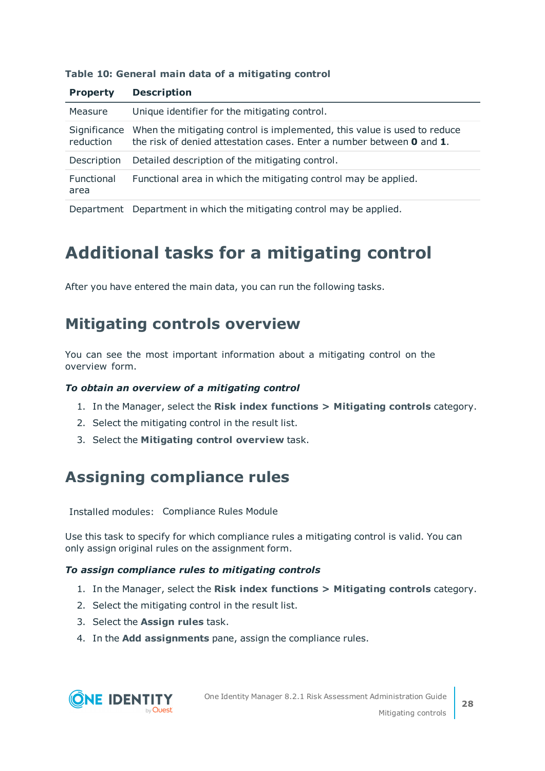**Table 10: General main data of a mitigating control**

| Property | Description |
|---|---|
| Measure | Unique identifier for the mitigating control. |
| Significance reduction | When the mitigating control is implemented, this value is used to reduce the risk of denied attestation cases. Enter a number between **0** and **1**. |
| Description | Detailed description of the mitigating control. |
| Functional area | Functional area in which the mitigating control may be applied. |
| Department | Department in which the mitigating control may be applied. |

# Additional tasks for a mitigating control

After you have entered the main data, you can run the following tasks.

## Mitigating controls overview

You can see the most important information about a mitigating control on the overview form.

***To obtain an overview of a mitigating control***

1. In the Manager, select the **Risk index functions > Mitigating controls** category.
2. Select the mitigating control in the result list.
3. Select the **Mitigating control overview** task.

## Assigning compliance rules

Installed modules: Compliance Rules Module

Use this task to specify for which compliance rules a mitigating control is valid. You can only assign original rules on the assignment form.

***To assign compliance rules to mitigating controls***

1. In the Manager, select the **Risk index functions > Mitigating controls** category.
2. Select the mitigating control in the result list.
3. Select the **Assign rules** task.
4. In the **Add assignments** pane, assign the compliance rules.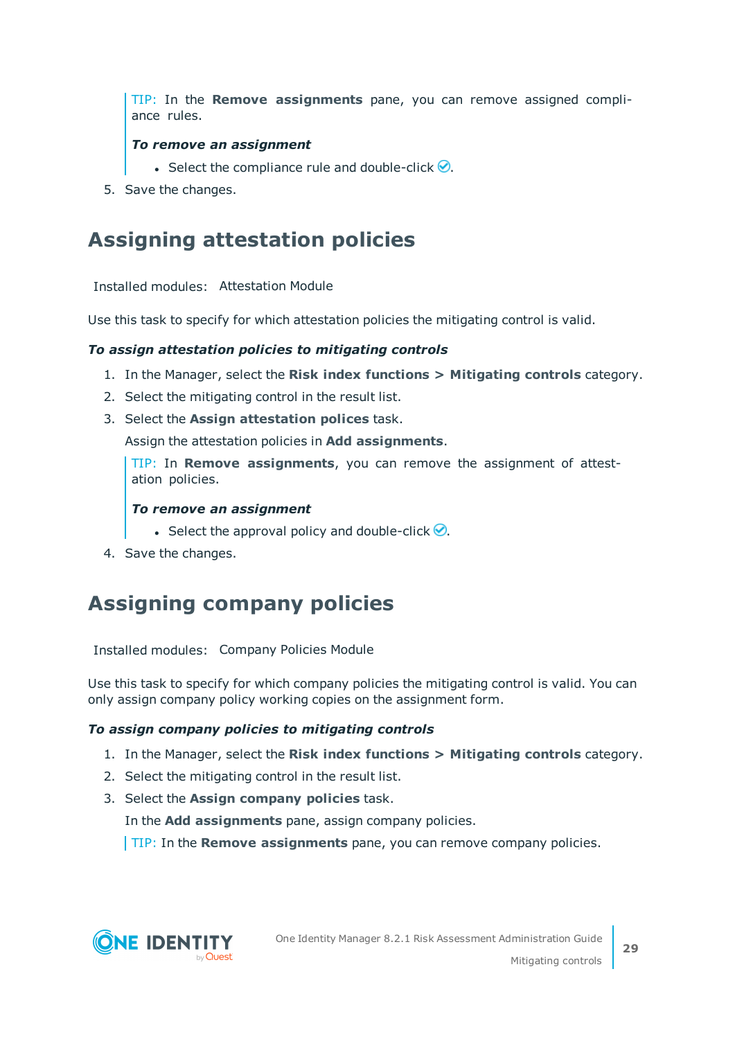TIP: In the **Remove assignments** pane, you can remove assigned compliance rules.

***To remove an assignment***

- Select the compliance rule and double-click ✓.

5. Save the changes.

## Assigning attestation policies

Installed modules: Attestation Module

Use this task to specify for which attestation policies the mitigating control is valid.

***To assign attestation policies to mitigating controls***

1. In the Manager, select the **Risk index functions > Mitigating controls** category.
2. Select the mitigating control in the result list.
3. Select the **Assign attestation polices** task.

   Assign the attestation policies in **Add assignments**.

   TIP: In **Remove assignments**, you can remove the assignment of attestation policies.

   ***To remove an assignment***

   - Select the approval policy and double-click ✓.

4. Save the changes.

## Assigning company policies

Installed modules: Company Policies Module

Use this task to specify for which company policies the mitigating control is valid. You can only assign company policy working copies on the assignment form.

***To assign company policies to mitigating controls***

1. In the Manager, select the **Risk index functions > Mitigating controls** category.
2. Select the mitigating control in the result list.
3. Select the **Assign company policies** task.

   In the **Add assignments** pane, assign company policies.

   TIP: In the **Remove assignments** pane, you can remove company policies.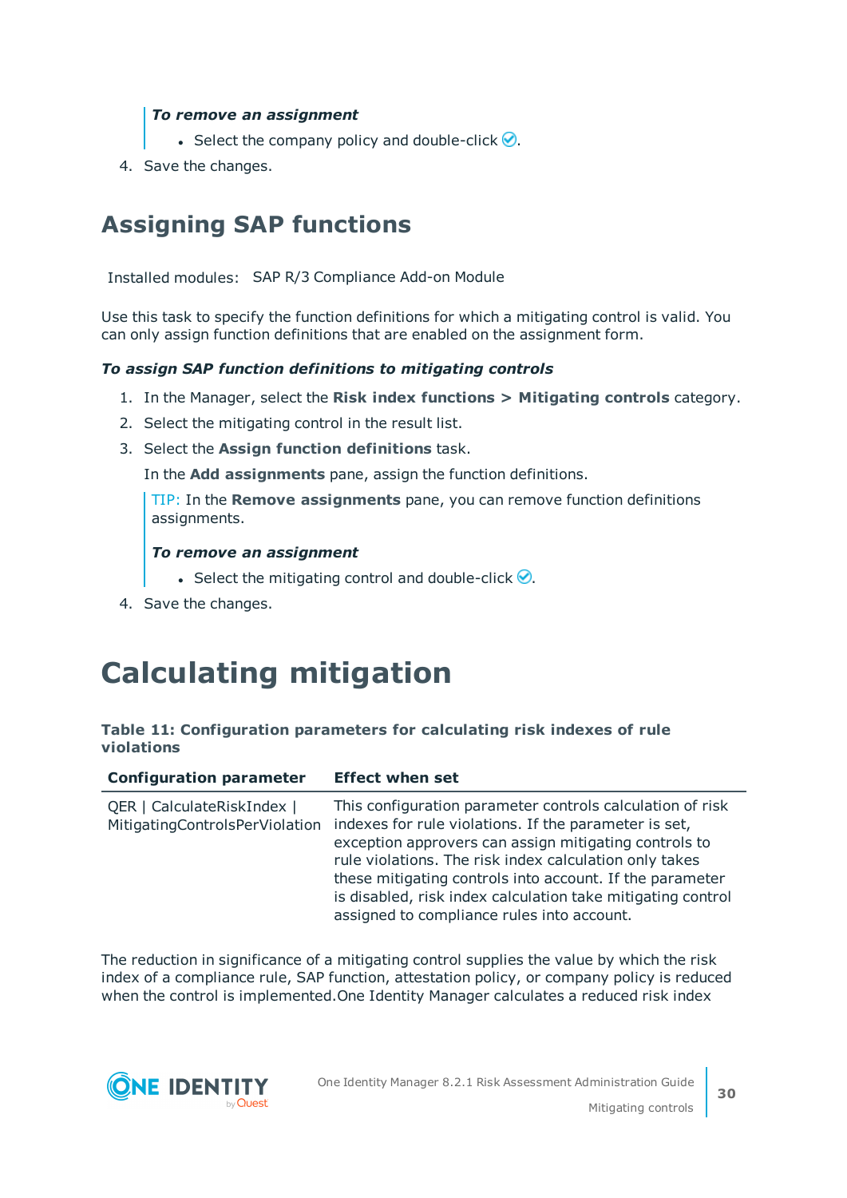*To remove an assignment*

- Select the company policy and double-click ✓.

4. Save the changes.

## Assigning SAP functions

Installed modules: SAP R/3 Compliance Add-on Module

Use this task to specify the function definitions for which a mitigating control is valid. You can only assign function definitions that are enabled on the assignment form.

***To assign SAP function definitions to mitigating controls***

1. In the Manager, select the **Risk index functions > Mitigating controls** category.
2. Select the mitigating control in the result list.
3. Select the **Assign function definitions** task.

   In the **Add assignments** pane, assign the function definitions.

   TIP: In the **Remove assignments** pane, you can remove function definitions assignments.

   ***To remove an assignment***

   - Select the mitigating control and double-click ✓.

4. Save the changes.

# Calculating mitigation

**Table 11: Configuration parameters for calculating risk indexes of rule violations**

| Configuration parameter | Effect when set |
|---|---|
| QER \| CalculateRiskIndex \| MitigatingControlsPerViolation | This configuration parameter controls calculation of risk indexes for rule violations. If the parameter is set, exception approvers can assign mitigating controls to rule violations. The risk index calculation only takes these mitigating controls into account. If the parameter is disabled, risk index calculation take mitigating control assigned to compliance rules into account. |

The reduction in significance of a mitigating control supplies the value by which the risk index of a compliance rule, SAP function, attestation policy, or company policy is reduced when the control is implemented.One Identity Manager calculates a reduced risk index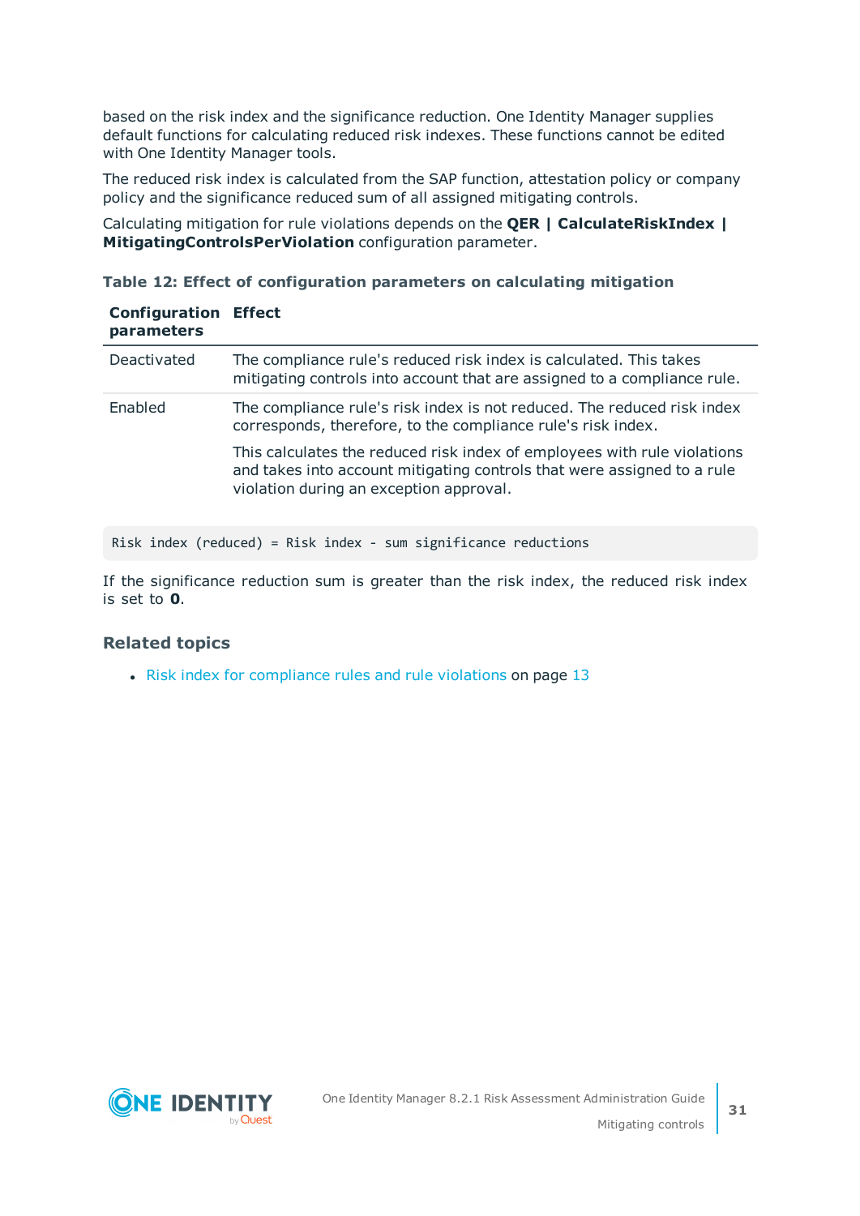based on the risk index and the significance reduction. One Identity Manager supplies default functions for calculating reduced risk indexes. These functions cannot be edited with One Identity Manager tools.

The reduced risk index is calculated from the SAP function, attestation policy or company policy and the significance reduced sum of all assigned mitigating controls.

Calculating mitigation for rule violations depends on the **QER | CalculateRiskIndex | MitigatingControlsPerViolation** configuration parameter.

**Table 12: Effect of configuration parameters on calculating mitigation**

| Configuration parameters | Effect |
| --- | --- |
| Deactivated | The compliance rule's reduced risk index is calculated. This takes mitigating controls into account that are assigned to a compliance rule. |
| Enabled | The compliance rule's risk index is not reduced. The reduced risk index corresponds, therefore, to the compliance rule's risk index.<br><br>This calculates the reduced risk index of employees with rule violations and takes into account mitigating controls that were assigned to a rule violation during an exception approval. |

```
Risk index (reduced) = Risk index - sum significance reductions
```

If the significance reduction sum is greater than the risk index, the reduced risk index is set to **0**.

### Related topics

- Risk index for compliance rules and rule violations on page 13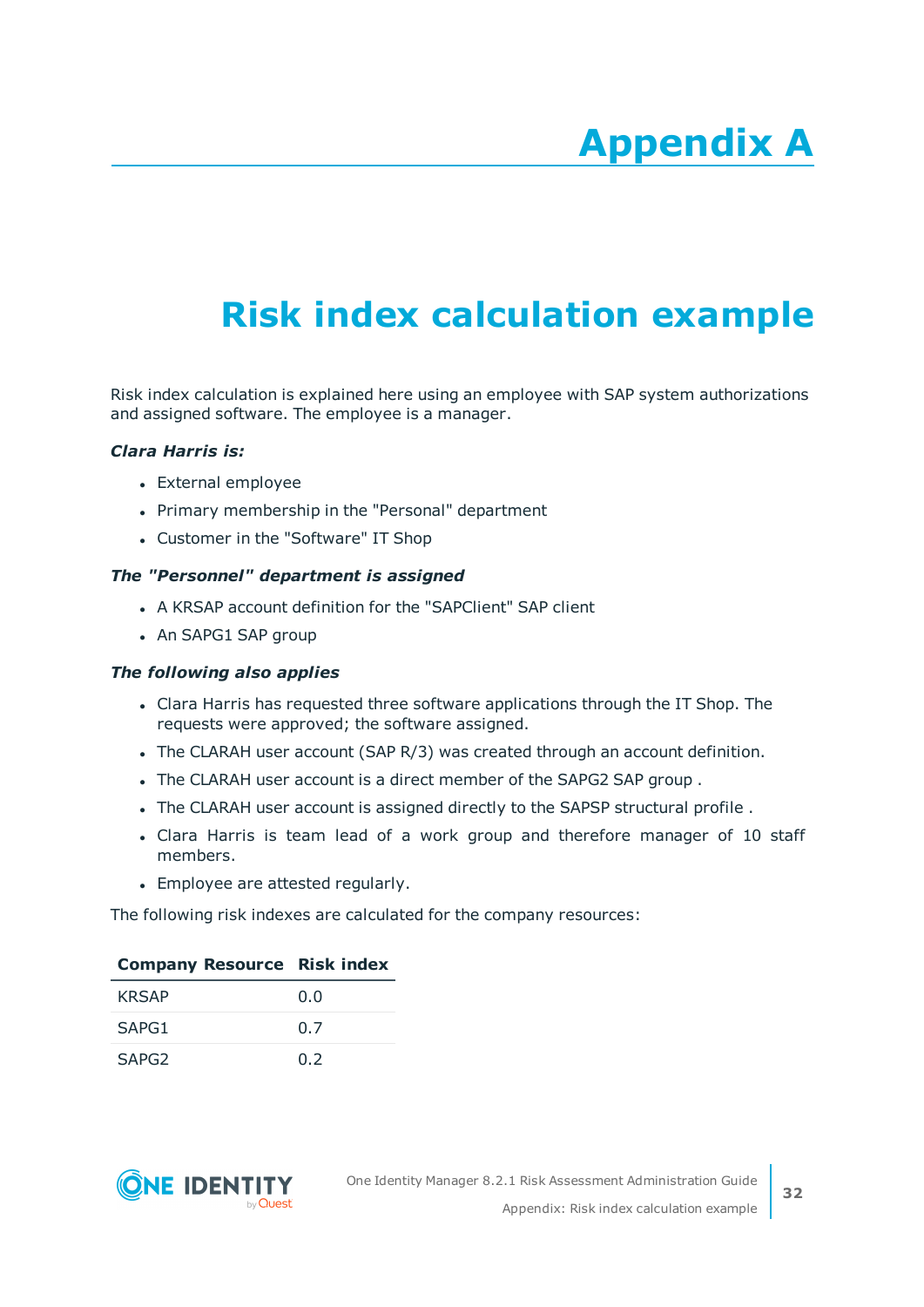# Appendix A

# Risk index calculation example

Risk index calculation is explained here using an employee with SAP system authorizations and assigned software. The employee is a manager.

***Clara Harris is:***

- External employee
- Primary membership in the "Personal" department
- Customer in the "Software" IT Shop

***The "Personnel" department is assigned***

- A KRSAP account definition for the "SAPClient" SAP client
- An SAPG1 SAP group

***The following also applies***

- Clara Harris has requested three software applications through the IT Shop. The requests were approved; the software assigned.
- The CLARAH user account (SAP R/3) was created through an account definition.
- The CLARAH user account is a direct member of the SAPG2 SAP group .
- The CLARAH user account is assigned directly to the SAPSP structural profile .
- Clara Harris is team lead of a work group and therefore manager of 10 staff members.
- Employee are attested regularly.

The following risk indexes are calculated for the company resources:

| Company Resource | Risk index |
|---|---|
| KRSAP | 0.0 |
| SAPG1 | 0.7 |
| SAPG2 | 0.2 |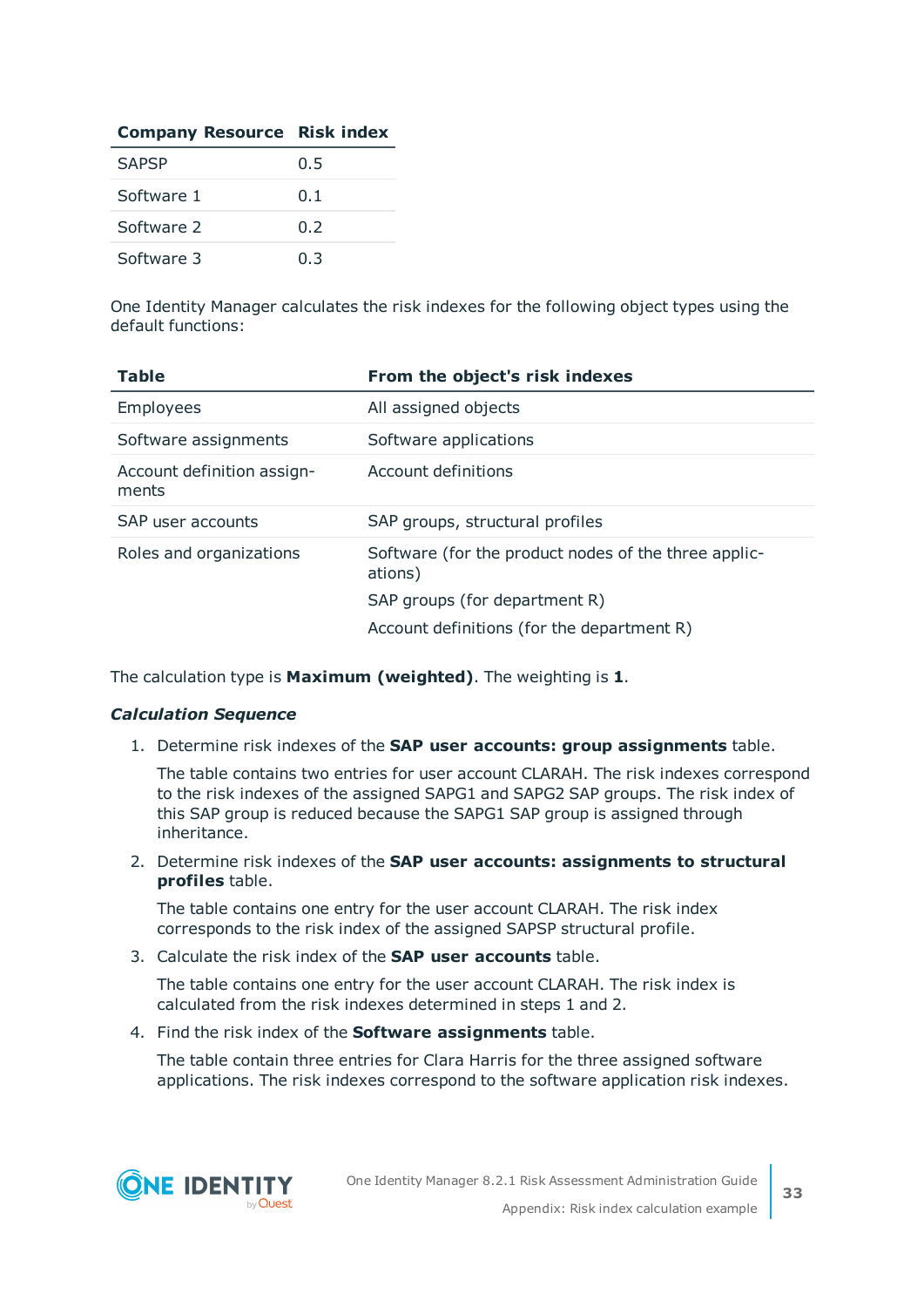| Company Resource | Risk index |
|---|---|
| SAPSP | 0.5 |
| Software 1 | 0.1 |
| Software 2 | 0.2 |
| Software 3 | 0.3 |

One Identity Manager calculates the risk indexes for the following object types using the default functions:

| Table | From the object's risk indexes |
|---|---|
| Employees | All assigned objects |
| Software assignments | Software applications |
| Account definition assignments | Account definitions |
| SAP user accounts | SAP groups, structural profiles |
| Roles and organizations | Software (for the product nodes of the three applications) |
| | SAP groups (for department R) |
| | Account definitions (for the department R) |

The calculation type is **Maximum (weighted)**. The weighting is **1**.

***Calculation Sequence***

1. Determine risk indexes of the **SAP user accounts: group assignments** table.

   The table contains two entries for user account CLARAH. The risk indexes correspond to the risk indexes of the assigned SAPG1 and SAPG2 SAP groups. The risk index of this SAP group is reduced because the SAPG1 SAP group is assigned through inheritance.

2. Determine risk indexes of the **SAP user accounts: assignments to structural profiles** table.

   The table contains one entry for the user account CLARAH. The risk index corresponds to the risk index of the assigned SAPSP structural profile.

3. Calculate the risk index of the **SAP user accounts** table.

   The table contains one entry for the user account CLARAH. The risk index is calculated from the risk indexes determined in steps 1 and 2.

4. Find the risk index of the **Software assignments** table.

   The table contain three entries for Clara Harris for the three assigned software applications. The risk indexes correspond to the software application risk indexes.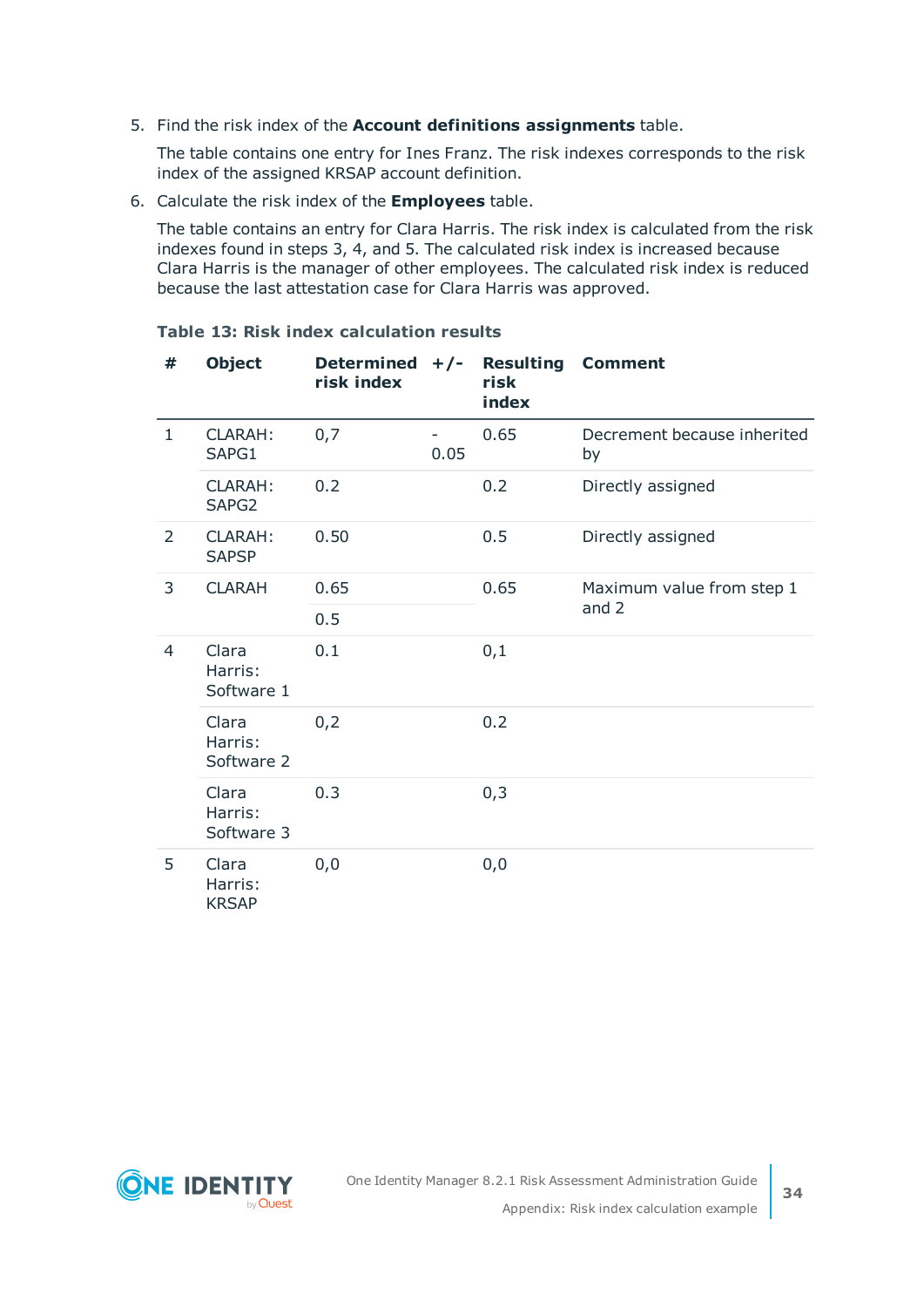5. Find the risk index of the **Account definitions assignments** table.

   The table contains one entry for Ines Franz. The risk indexes corresponds to the risk index of the assigned KRSAP account definition.

6. Calculate the risk index of the **Employees** table.

   The table contains an entry for Clara Harris. The risk index is calculated from the risk indexes found in steps 3, 4, and 5. The calculated risk index is increased because Clara Harris is the manager of other employees. The calculated risk index is reduced because the last attestation case for Clara Harris was approved.

**Table 13: Risk index calculation results**

| # | Object | Determined risk index | +/- | Resulting risk index | Comment |
|---|---|---|---|---|---|
| 1 | CLARAH: SAPG1 | 0,7 | - 0.05 | 0.65 | Decrement because inherited by |
| | CLARAH: SAPG2 | 0.2 | | 0.2 | Directly assigned |
| 2 | CLARAH: SAPSP | 0.50 | | 0.5 | Directly assigned |
| 3 | CLARAH | 0.65 | | 0.65 | Maximum value from step 1 and 2 |
| | | 0.5 | | | |
| 4 | Clara Harris: Software 1 | 0.1 | | 0,1 | |
| | Clara Harris: Software 2 | 0,2 | | 0.2 | |
| | Clara Harris: Software 3 | 0.3 | | 0,3 | |
| 5 | Clara Harris: KRSAP | 0,0 | | 0,0 | |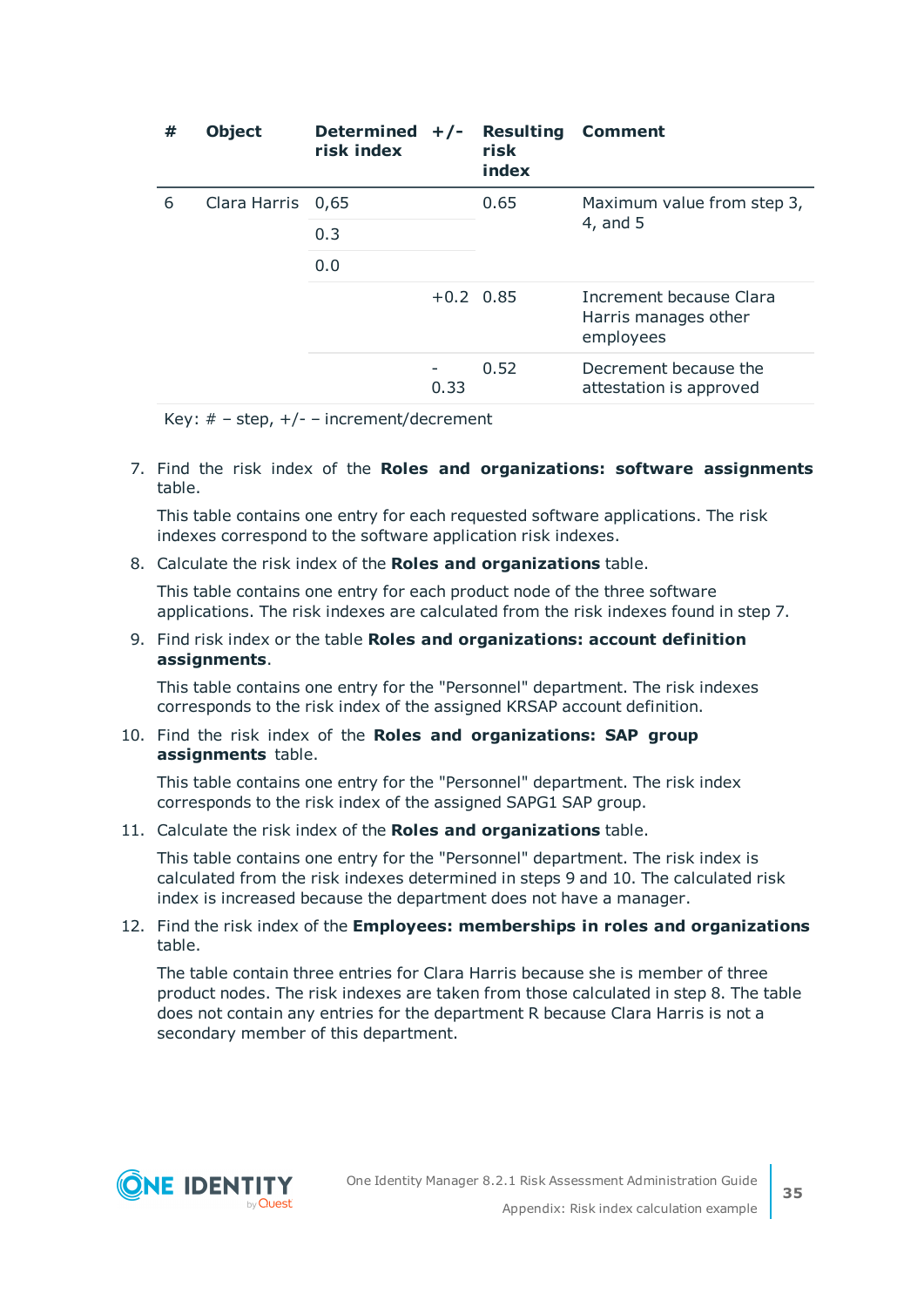| # | Object | Determined risk index | +/- | Resulting risk index | Comment |
|---|---|---|---|---|---|
| 6 | Clara Harris | 0,65 | | 0.65 | Maximum value from step 3, 4, and 5 |
| | | 0.3 | | | |
| | | 0.0 | | | |
| | | | +0.2 | 0.85 | Increment because Clara Harris manages other employees |
| | | | -0.33 | 0.52 | Decrement because the attestation is approved |

Key: # – step, +/- – increment/decrement

7. Find the risk index of the **Roles and organizations: software assignments** table.

   This table contains one entry for each requested software applications. The risk indexes correspond to the software application risk indexes.

8. Calculate the risk index of the **Roles and organizations** table.

   This table contains one entry for each product node of the three software applications. The risk indexes are calculated from the risk indexes found in step 7.

9. Find risk index or the table **Roles and organizations: account definition assignments**.

   This table contains one entry for the "Personnel" department. The risk indexes corresponds to the risk index of the assigned KRSAP account definition.

10. Find the risk index of the **Roles and organizations: SAP group assignments** table.

    This table contains one entry for the "Personnel" department. The risk index corresponds to the risk index of the assigned SAPG1 SAP group.

11. Calculate the risk index of the **Roles and organizations** table.

    This table contains one entry for the "Personnel" department. The risk index is calculated from the risk indexes determined in steps 9 and 10. The calculated risk index is increased because the department does not have a manager.

12. Find the risk index of the **Employees: memberships in roles and organizations** table.

    The table contain three entries for Clara Harris because she is member of three product nodes. The risk indexes are taken from those calculated in step 8. The table does not contain any entries for the department R because Clara Harris is not a secondary member of this department.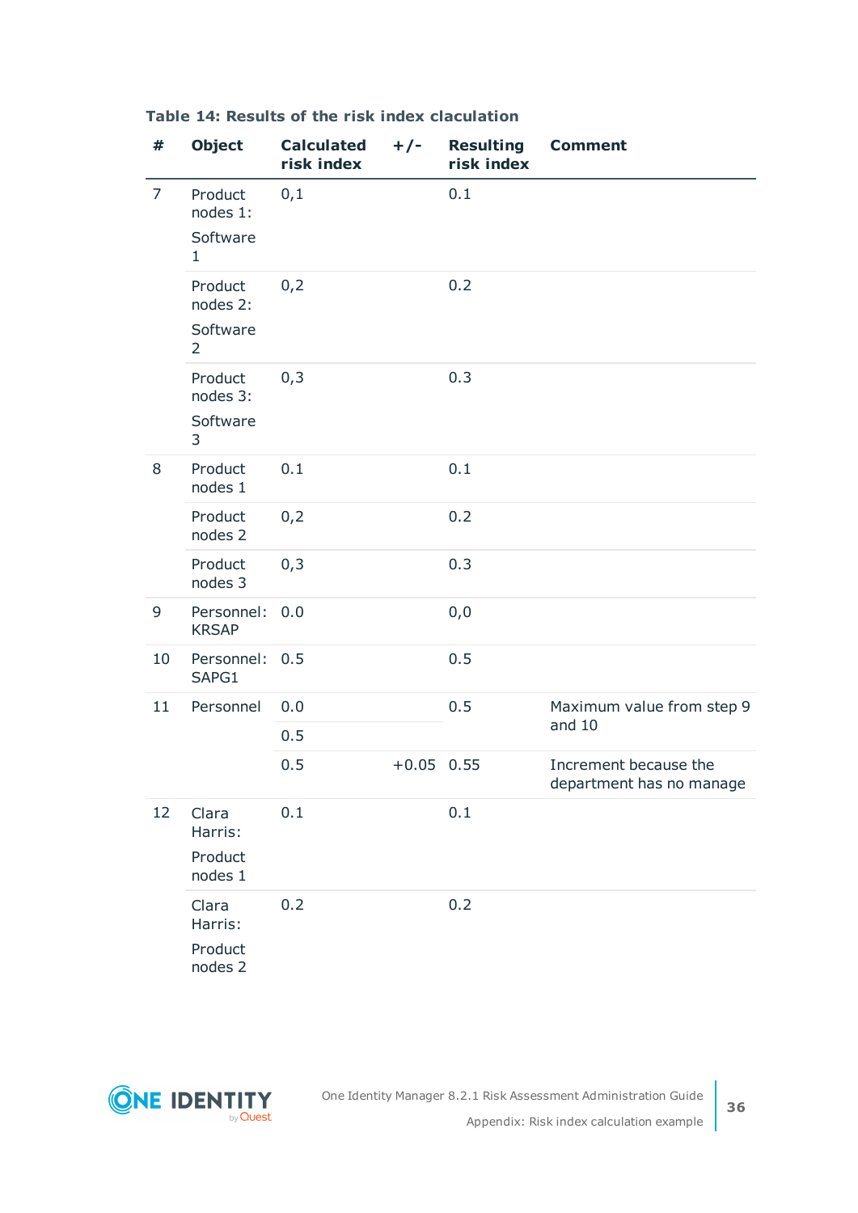**Table 14: Results of the risk index claculation**

| # | Object | Calculated risk index | +/- | Resulting risk index | Comment |
|---|---|---|---|---|---|
| 7 | Product nodes 1: Software 1 | 0,1 | | 0.1 | |
| | Product nodes 2: Software 2 | 0,2 | | 0.2 | |
| | Product nodes 3: Software 3 | 0,3 | | 0.3 | |
| 8 | Product nodes 1 | 0.1 | | 0.1 | |
| | Product nodes 2 | 0,2 | | 0.2 | |
| | Product nodes 3 | 0,3 | | 0.3 | |
| 9 | Personnel: KRSAP | 0.0 | | 0,0 | |
| 10 | Personnel: SAPG1 | 0.5 | | 0.5 | |
| 11 | Personnel | 0.0 | | 0.5 | Maximum value from step 9 and 10 |
| | | 0.5 | | | |
| | | 0.5 | +0.05 | 0.55 | Increment because the department has no manage |
| 12 | Clara Harris: Product nodes 1 | 0.1 | | 0.1 | |
| | Clara Harris: Product nodes 2 | 0.2 | | 0.2 | |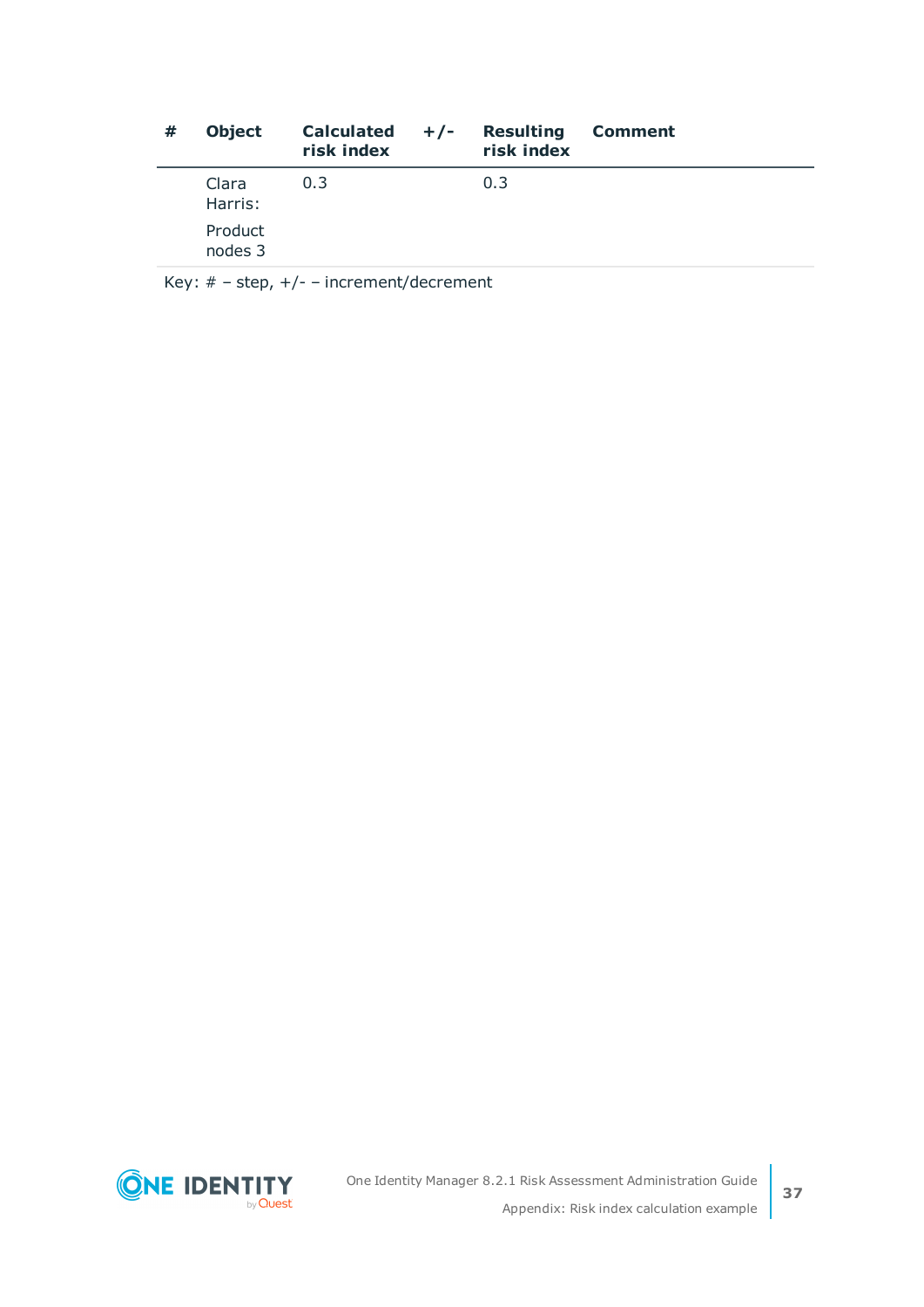| # | Object | Calculated risk index | +/- | Resulting risk index | Comment |
|---|---|---|---|---|---|
| | Clara Harris: Product nodes 3 | 0.3 | | 0.3 | |

Key: # – step, +/- – increment/decrement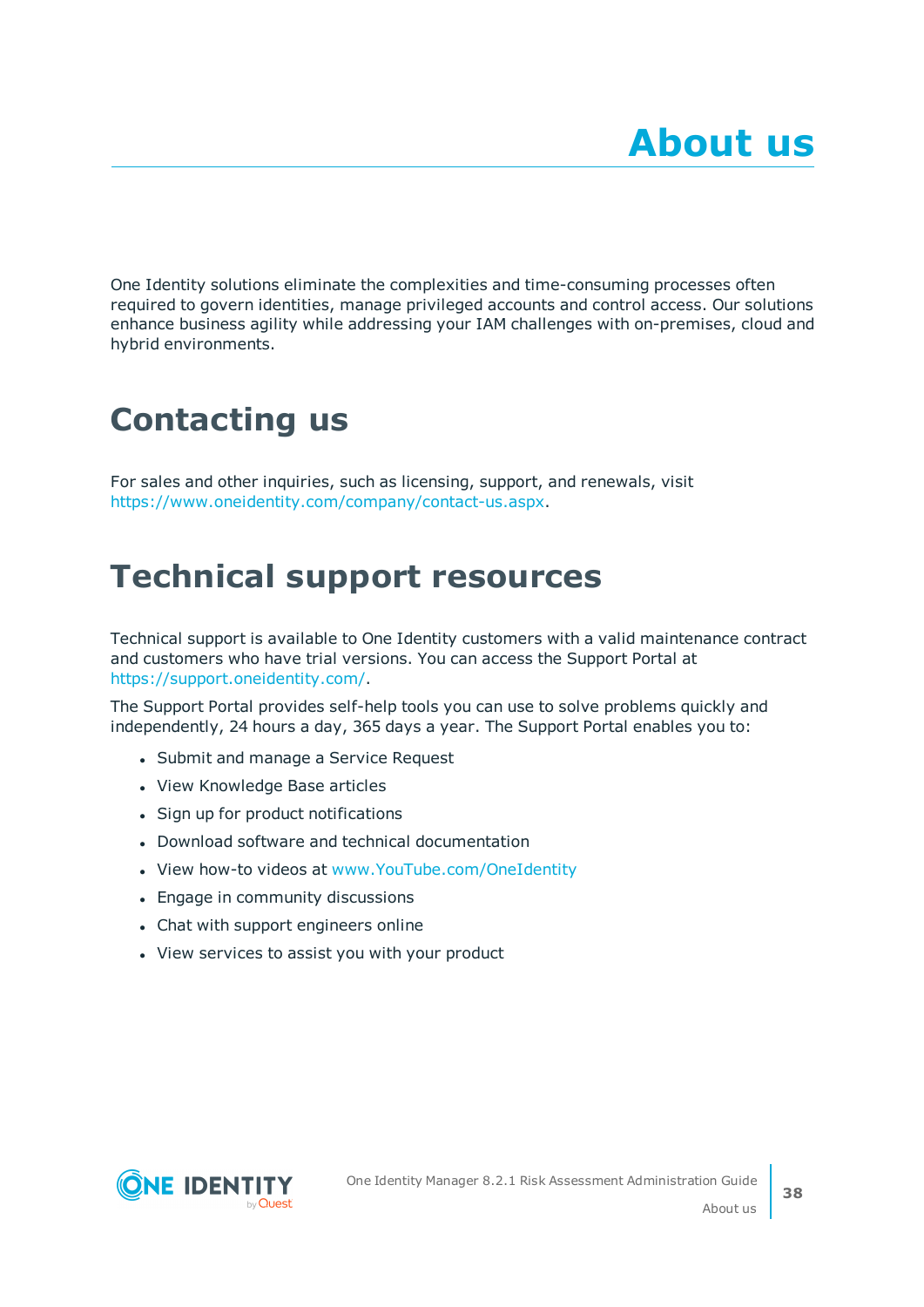# About us

One Identity solutions eliminate the complexities and time-consuming processes often required to govern identities, manage privileged accounts and control access. Our solutions enhance business agility while addressing your IAM challenges with on-premises, cloud and hybrid environments.

## Contacting us

For sales and other inquiries, such as licensing, support, and renewals, visit https://www.oneidentity.com/company/contact-us.aspx.

## Technical support resources

Technical support is available to One Identity customers with a valid maintenance contract and customers who have trial versions. You can access the Support Portal at https://support.oneidentity.com/.

The Support Portal provides self-help tools you can use to solve problems quickly and independently, 24 hours a day, 365 days a year. The Support Portal enables you to:

- Submit and manage a Service Request
- View Knowledge Base articles
- Sign up for product notifications
- Download software and technical documentation
- View how-to videos at www.YouTube.com/OneIdentity
- Engage in community discussions
- Chat with support engineers online
- View services to assist you with your product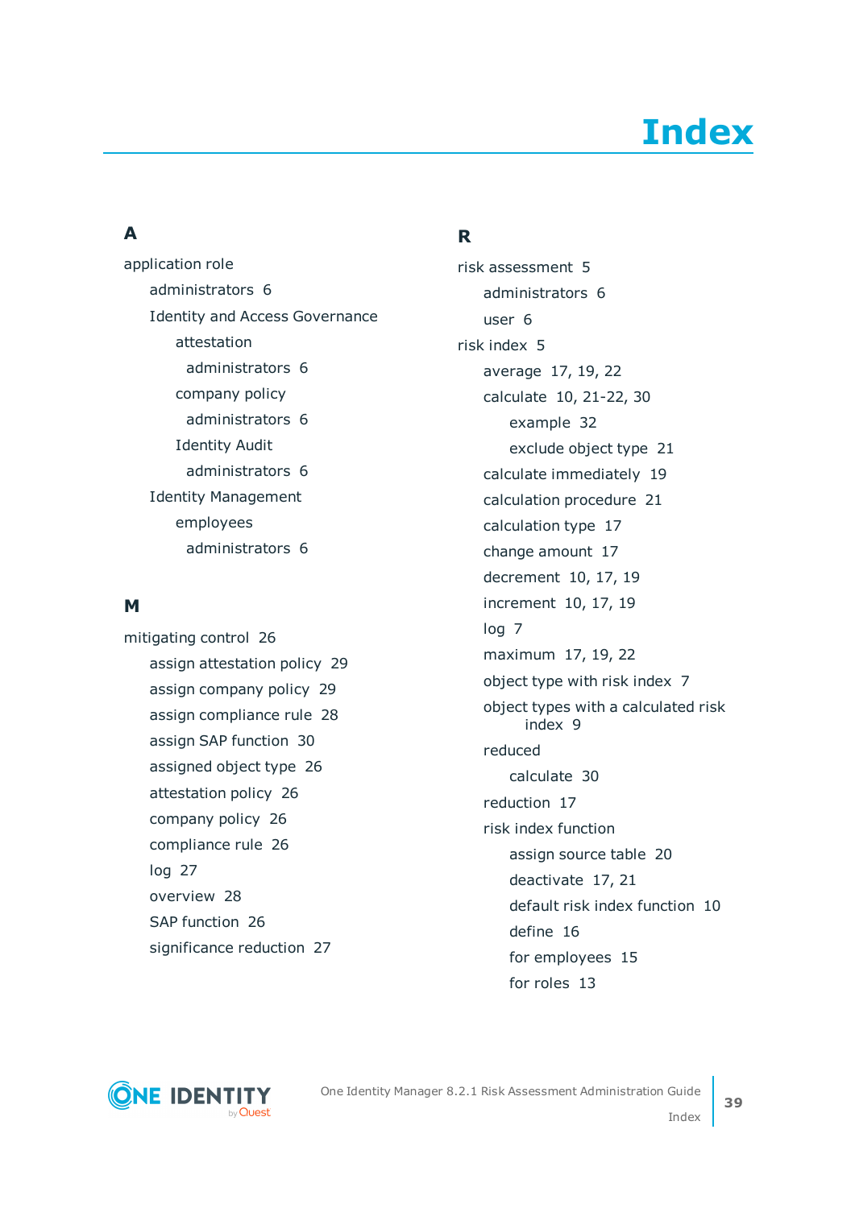# Index

## A

application role

- administrators 6
- Identity and Access Governance
  - attestation
    - administrators 6
  - company policy
    - administrators 6
  - Identity Audit
    - administrators 6
- Identity Management
  - employees
    - administrators 6

## M

mitigating control 26

- assign attestation policy 29
- assign company policy 29
- assign compliance rule 28
- assign SAP function 30
- assigned object type 26
- attestation policy 26
- company policy 26
- compliance rule 26
- log 27
- overview 28
- SAP function 26
- significance reduction 27

## R

risk assessment 5

- administrators 6
- user 6

risk index 5

- average 17, 19, 22
- calculate 10, 21-22, 30
  - example 32
  - exclude object type 21
- calculate immediately 19
- calculation procedure 21
- calculation type 17
- change amount 17
- decrement 10, 17, 19
- increment 10, 17, 19
- log 7
- maximum 17, 19, 22
- object type with risk index 7
- object types with a calculated risk index 9
- reduced
  - calculate 30
- reduction 17
- risk index function
  - assign source table 20
  - deactivate 17, 21
  - default risk index function 10
  - define 16
  - for employees 15
  - for roles 13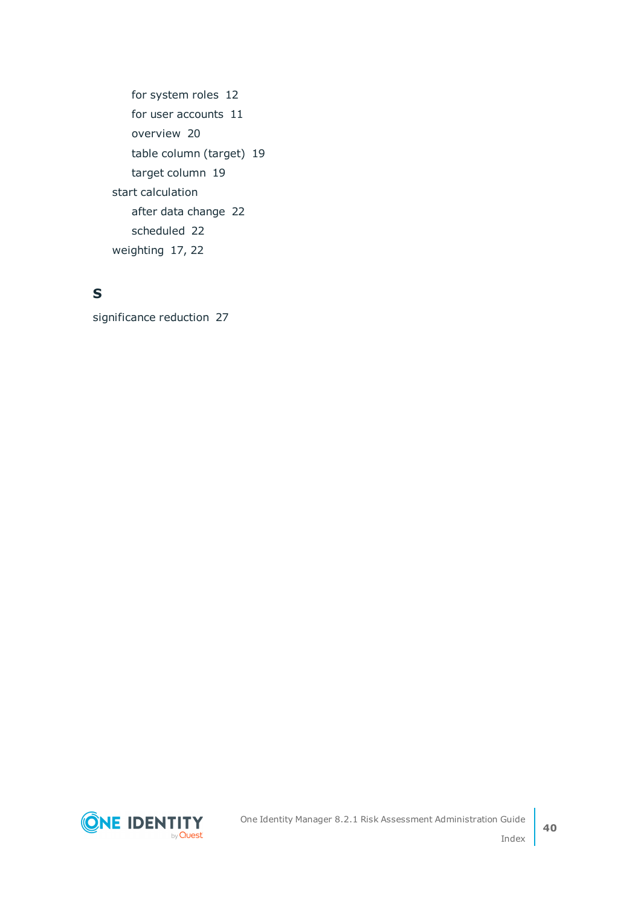for system roles 12
        for user accounts 11
        overview 20
        table column (target) 19
        target column 19
    start calculation
        after data change 22
        scheduled 22
    weighting 17, 22

## S

significance reduction 27